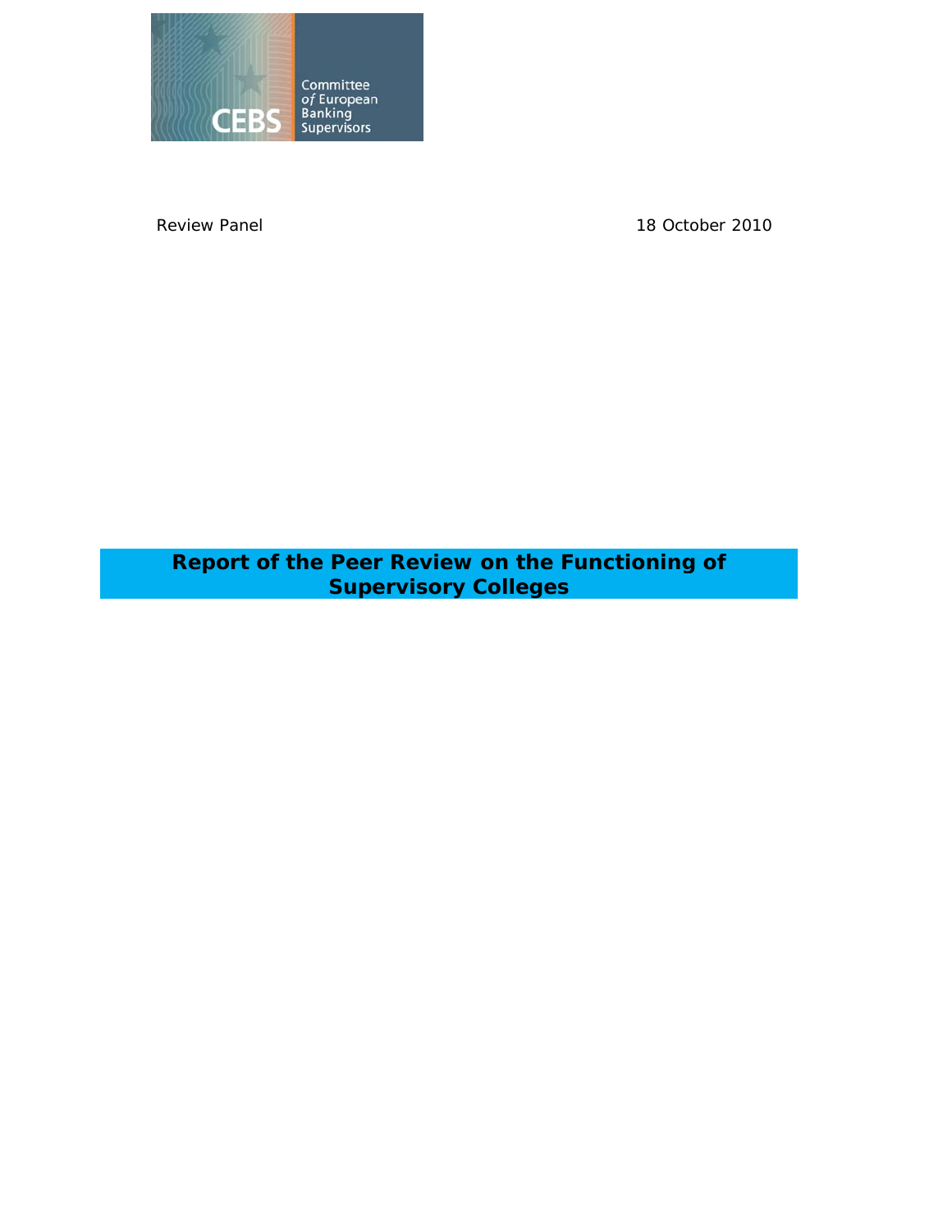CEBS Committee of European Banking Supervisors

Review Panel 18 October 2010

# Report of the Peer Review on the Functioning of Supervisory Colleges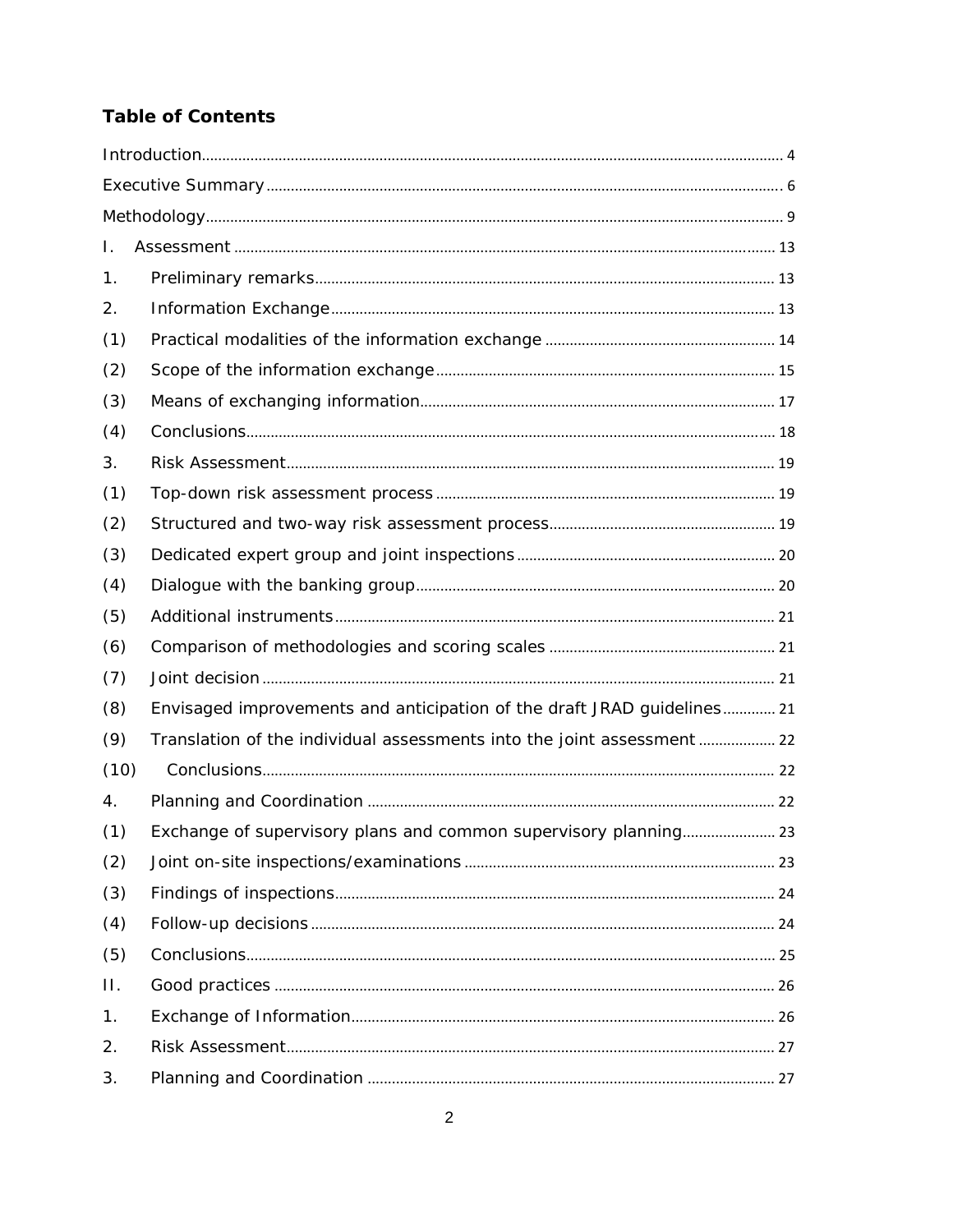# Table of Contents

Introduction .... 4

Executive Summary .... 6

Methodology .... 9

I. Assessment .... 13

1. Preliminary remarks .... 13
2. Information Exchange .... 13

(1) Practical modalities of the information exchange .... 14

(2) Scope of the information exchange .... 15

(3) Means of exchanging information .... 17

(4) Conclusions .... 18

3. Risk Assessment .... 19

(1) Top-down risk assessment process .... 19

(2) Structured and two-way risk assessment process .... 19

(3) Dedicated expert group and joint inspections .... 20

(4) Dialogue with the banking group .... 20

(5) Additional instruments .... 21

(6) Comparison of methodologies and scoring scales .... 21

(7) Joint decision .... 21

(8) Envisaged improvements and anticipation of the draft JRAD guidelines .... 21

(9) Translation of the individual assessments into the joint assessment .... 22

(10) Conclusions .... 22

4. Planning and Coordination .... 22

(1) Exchange of supervisory plans and common supervisory planning .... 23

(2) Joint on-site inspections/examinations .... 23

(3) Findings of inspections .... 24

(4) Follow-up decisions .... 24

(5) Conclusions .... 25

II. Good practices .... 26

1. Exchange of Information .... 26
2. Risk Assessment .... 27
3. Planning and Coordination .... 27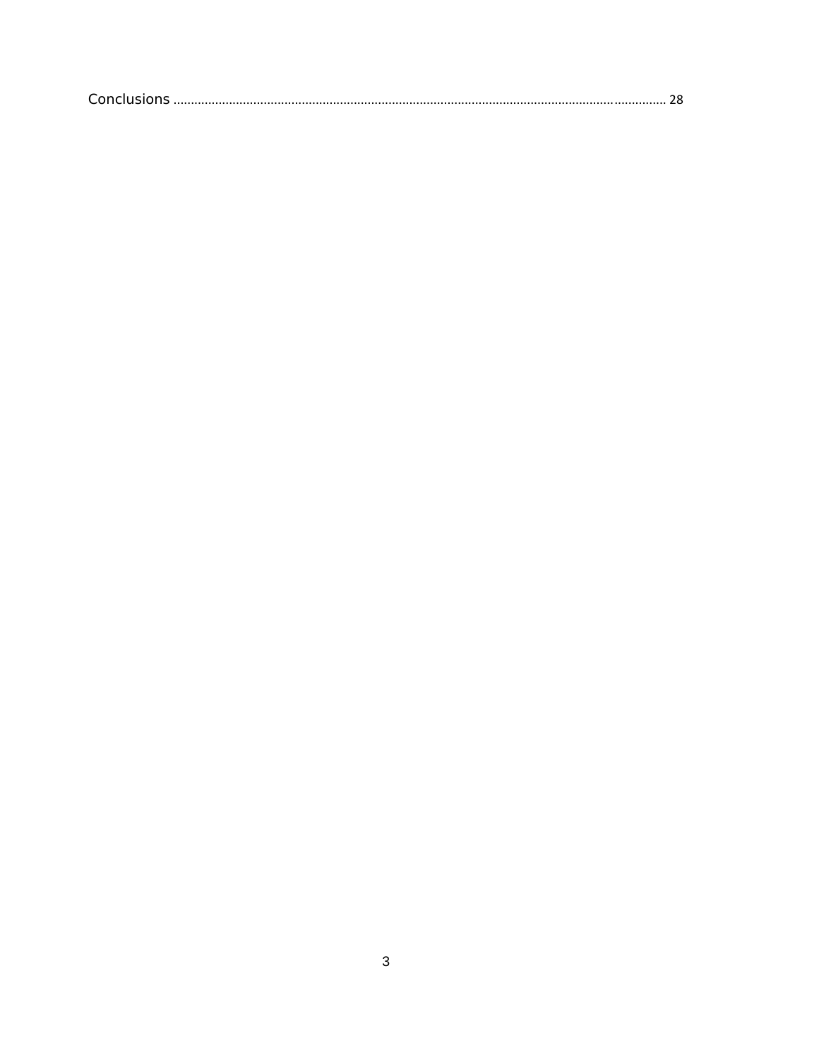Conclusions ............................................................................................................................................. 28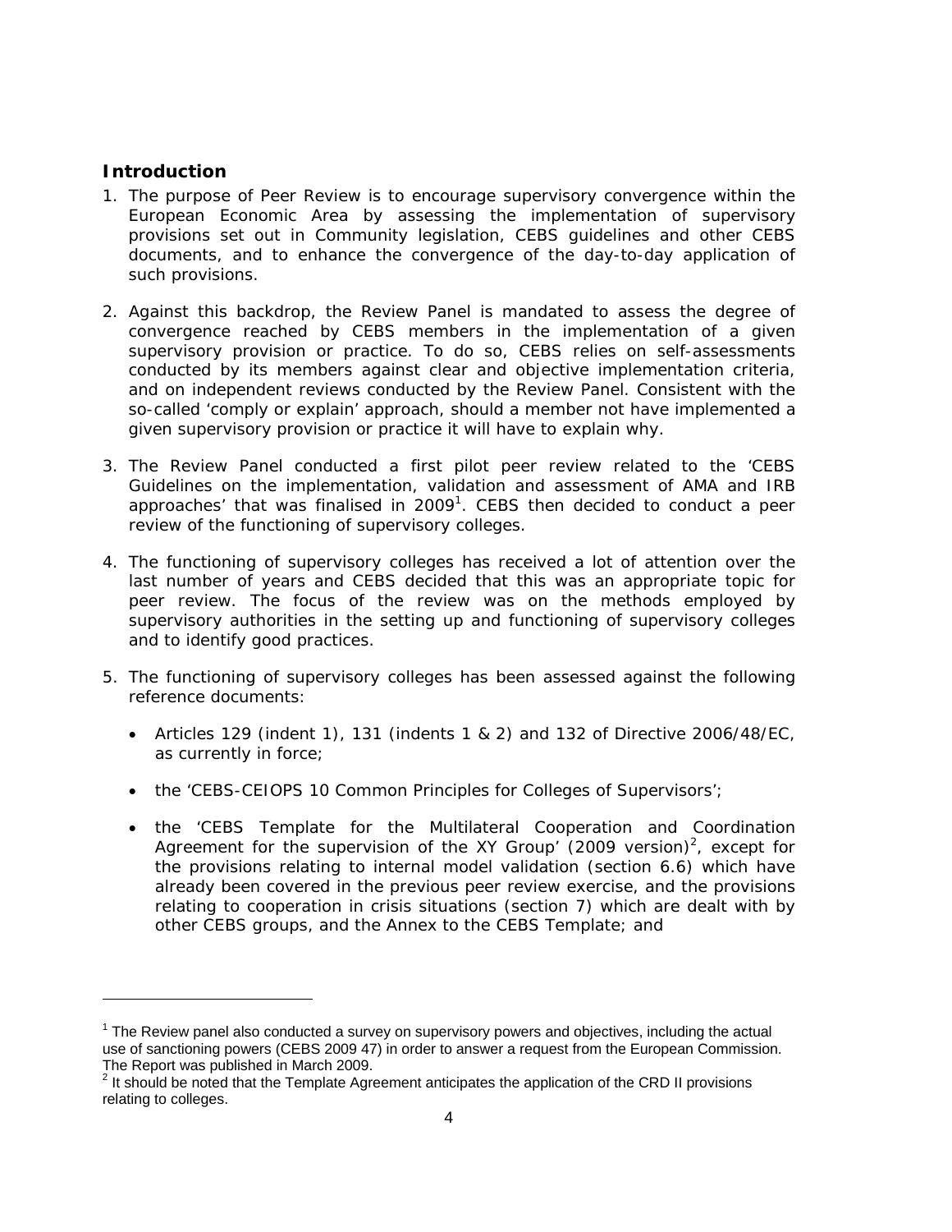## Introduction

1. The purpose of Peer Review is to encourage supervisory convergence within the European Economic Area by assessing the implementation of supervisory provisions set out in Community legislation, CEBS guidelines and other CEBS documents, and to enhance the convergence of the day-to-day application of such provisions.

2. Against this backdrop, the Review Panel is mandated to assess the degree of convergence reached by CEBS members in the implementation of a given supervisory provision or practice. To do so, CEBS relies on self-assessments conducted by its members against clear and objective implementation criteria, and on independent reviews conducted by the Review Panel. Consistent with the so-called 'comply or explain' approach, should a member not have implemented a given supervisory provision or practice it will have to explain why.

3. The Review Panel conducted a first pilot peer review related to the 'CEBS Guidelines on the implementation, validation and assessment of AMA and IRB approaches' that was finalised in 2009[1]. CEBS then decided to conduct a peer review of the functioning of supervisory colleges.

4. The functioning of supervisory colleges has received a lot of attention over the last number of years and CEBS decided that this was an appropriate topic for peer review. The focus of the review was on the methods employed by supervisory authorities in the setting up and functioning of supervisory colleges and to identify good practices.

5. The functioning of supervisory colleges has been assessed against the following reference documents:

   - Articles 129 (indent 1), 131 (indents 1 & 2) and 132 of Directive 2006/48/EC, as currently in force;
   - the 'CEBS-CEIOPS 10 Common Principles for Colleges of Supervisors';
   - the 'CEBS Template for the Multilateral Cooperation and Coordination Agreement for the supervision of the XY Group' (2009 version)[2], except for the provisions relating to internal model validation (section 6.6) which have already been covered in the previous peer review exercise, and the provisions relating to cooperation in crisis situations (section 7) which are dealt with by other CEBS groups, and the Annex to the CEBS Template; and

---

[1] The Review panel also conducted a survey on supervisory powers and objectives, including the actual use of sanctioning powers (CEBS 2009 47) in order to answer a request from the European Commission. The Report was published in March 2009.

[2] It should be noted that the Template Agreement anticipates the application of the CRD II provisions relating to colleges.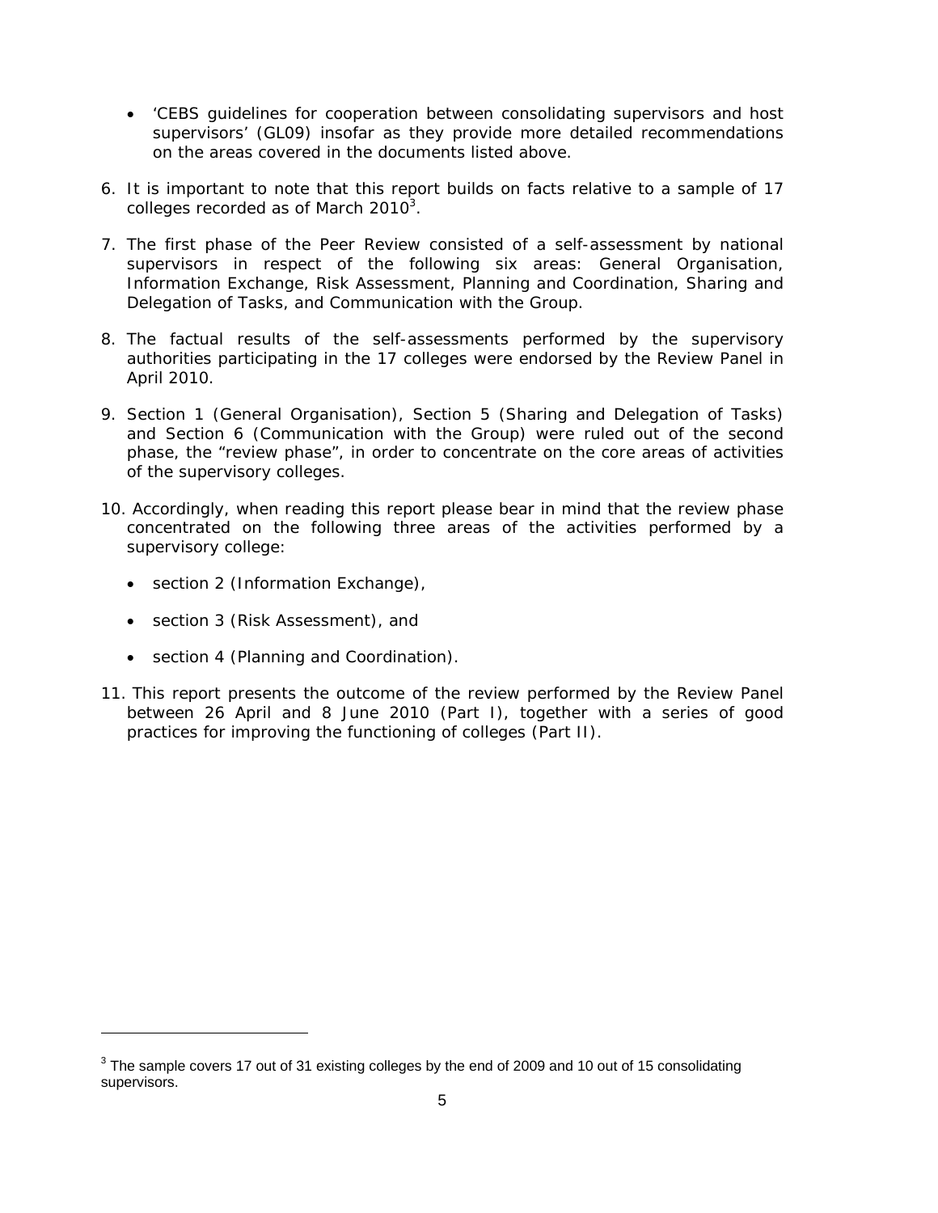- 'CEBS guidelines for cooperation between consolidating supervisors and host supervisors' (GL09) insofar as they provide more detailed recommendations on the areas covered in the documents listed above.

6. It is important to note that this report builds on facts relative to a sample of 17 colleges recorded as of March 2010[3].

7. The first phase of the Peer Review consisted of a self-assessment by national supervisors in respect of the following six areas: General Organisation, Information Exchange, Risk Assessment, Planning and Coordination, Sharing and Delegation of Tasks, and Communication with the Group.

8. The factual results of the self-assessments performed by the supervisory authorities participating in the 17 colleges were endorsed by the Review Panel in April 2010.

9. Section 1 (General Organisation), Section 5 (Sharing and Delegation of Tasks) and Section 6 (Communication with the Group) were ruled out of the second phase, the "review phase", in order to concentrate on the core areas of activities of the supervisory colleges.

10. Accordingly, when reading this report please bear in mind that the review phase concentrated on the following three areas of the activities performed by a supervisory college:

    - section 2 (Information Exchange),
    - section 3 (Risk Assessment), and
    - section 4 (Planning and Coordination).

11. This report presents the outcome of the review performed by the Review Panel between 26 April and 8 June 2010 (Part I), together with a series of good practices for improving the functioning of colleges (Part II).

[3] The sample covers 17 out of 31 existing colleges by the end of 2009 and 10 out of 15 consolidating supervisors.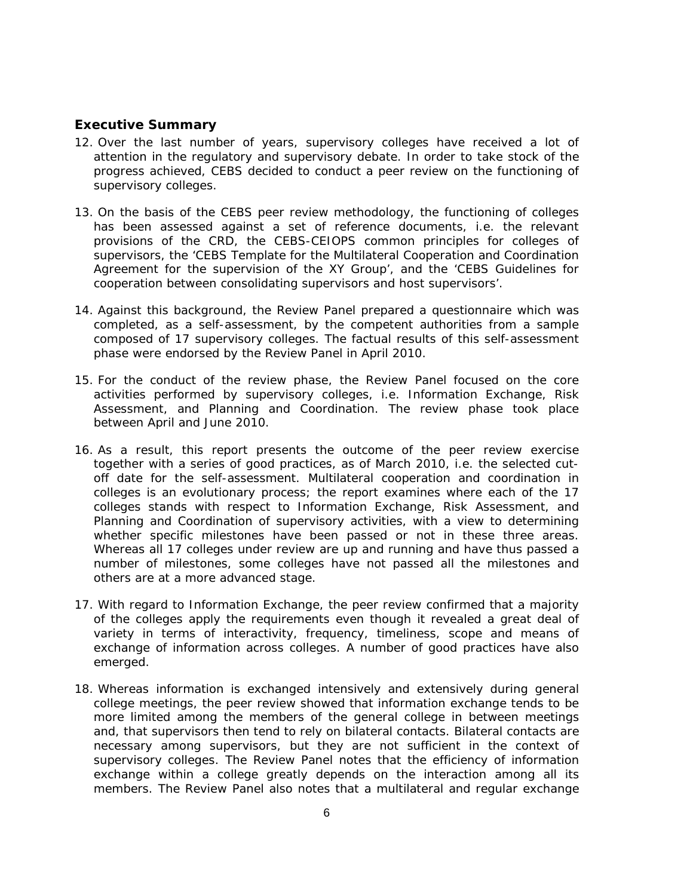## Executive Summary

12. Over the last number of years, supervisory colleges have received a lot of attention in the regulatory and supervisory debate. In order to take stock of the progress achieved, CEBS decided to conduct a peer review on the functioning of supervisory colleges.

13. On the basis of the CEBS peer review methodology, the functioning of colleges has been assessed against a set of reference documents, i.e. the relevant provisions of the CRD, the CEBS-CEIOPS common principles for colleges of supervisors, the 'CEBS Template for the Multilateral Cooperation and Coordination Agreement for the supervision of the XY Group', and the 'CEBS Guidelines for cooperation between consolidating supervisors and host supervisors'.

14. Against this background, the Review Panel prepared a questionnaire which was completed, as a self-assessment, by the competent authorities from a sample composed of 17 supervisory colleges. The factual results of this self-assessment phase were endorsed by the Review Panel in April 2010.

15. For the conduct of the review phase, the Review Panel focused on the core activities performed by supervisory colleges, i.e. Information Exchange, Risk Assessment, and Planning and Coordination. The review phase took place between April and June 2010.

16. As a result, this report presents the outcome of the peer review exercise together with a series of good practices, as of March 2010, i.e. the selected cut-off date for the self-assessment. Multilateral cooperation and coordination in colleges is an evolutionary process; the report examines where each of the 17 colleges stands with respect to Information Exchange, Risk Assessment, and Planning and Coordination of supervisory activities, with a view to determining whether specific milestones have been passed or not in these three areas. Whereas all 17 colleges under review are up and running and have thus passed a number of milestones, some colleges have not passed all the milestones and others are at a more advanced stage.

17. With regard to Information Exchange, the peer review confirmed that a majority of the colleges apply the requirements even though it revealed a great deal of variety in terms of interactivity, frequency, timeliness, scope and means of exchange of information across colleges. A number of good practices have also emerged.

18. Whereas information is exchanged intensively and extensively during general college meetings, the peer review showed that information exchange tends to be more limited among the members of the general college in between meetings and, that supervisors then tend to rely on bilateral contacts. Bilateral contacts are necessary among supervisors, but they are not sufficient in the context of supervisory colleges. The Review Panel notes that the efficiency of information exchange within a college greatly depends on the interaction among all its members. The Review Panel also notes that a multilateral and regular exchange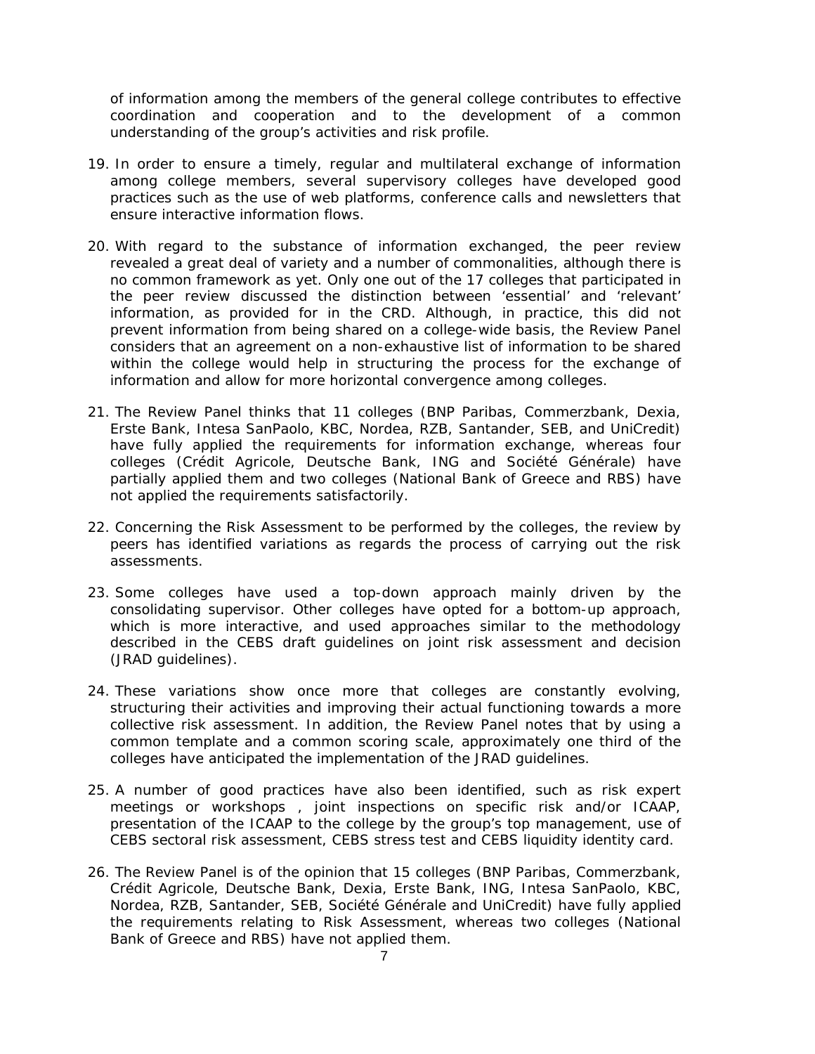of information among the members of the general college contributes to effective coordination and cooperation and to the development of a common understanding of the group's activities and risk profile.

19. In order to ensure a timely, regular and multilateral exchange of information among college members, several supervisory colleges have developed good practices such as the use of web platforms, conference calls and newsletters that ensure interactive information flows.

20. With regard to the substance of information exchanged, the peer review revealed a great deal of variety and a number of commonalities, although there is no common framework as yet. Only one out of the 17 colleges that participated in the peer review discussed the distinction between 'essential' and 'relevant' information, as provided for in the CRD. Although, in practice, this did not prevent information from being shared on a college-wide basis, the Review Panel considers that an agreement on a non-exhaustive list of information to be shared within the college would help in structuring the process for the exchange of information and allow for more horizontal convergence among colleges.

21. The Review Panel thinks that 11 colleges (BNP Paribas, Commerzbank, Dexia, Erste Bank, Intesa SanPaolo, KBC, Nordea, RZB, Santander, SEB, and UniCredit) have fully applied the requirements for information exchange, whereas four colleges (Crédit Agricole, Deutsche Bank, ING and Société Générale) have partially applied them and two colleges (National Bank of Greece and RBS) have not applied the requirements satisfactorily.

22. Concerning the Risk Assessment to be performed by the colleges, the review by peers has identified variations as regards the process of carrying out the risk assessments.

23. Some colleges have used a top-down approach mainly driven by the consolidating supervisor. Other colleges have opted for a bottom-up approach, which is more interactive, and used approaches similar to the methodology described in the CEBS draft guidelines on joint risk assessment and decision (JRAD guidelines).

24. These variations show once more that colleges are constantly evolving, structuring their activities and improving their actual functioning towards a more collective risk assessment. In addition, the Review Panel notes that by using a common template and a common scoring scale, approximately one third of the colleges have anticipated the implementation of the JRAD guidelines.

25. A number of good practices have also been identified, such as risk expert meetings or workshops , joint inspections on specific risk and/or ICAAP, presentation of the ICAAP to the college by the group's top management, use of CEBS sectoral risk assessment, CEBS stress test and CEBS liquidity identity card.

26. The Review Panel is of the opinion that 15 colleges (BNP Paribas, Commerzbank, Crédit Agricole, Deutsche Bank, Dexia, Erste Bank, ING, Intesa SanPaolo, KBC, Nordea, RZB, Santander, SEB, Société Générale and UniCredit) have fully applied the requirements relating to Risk Assessment, whereas two colleges (National Bank of Greece and RBS) have not applied them.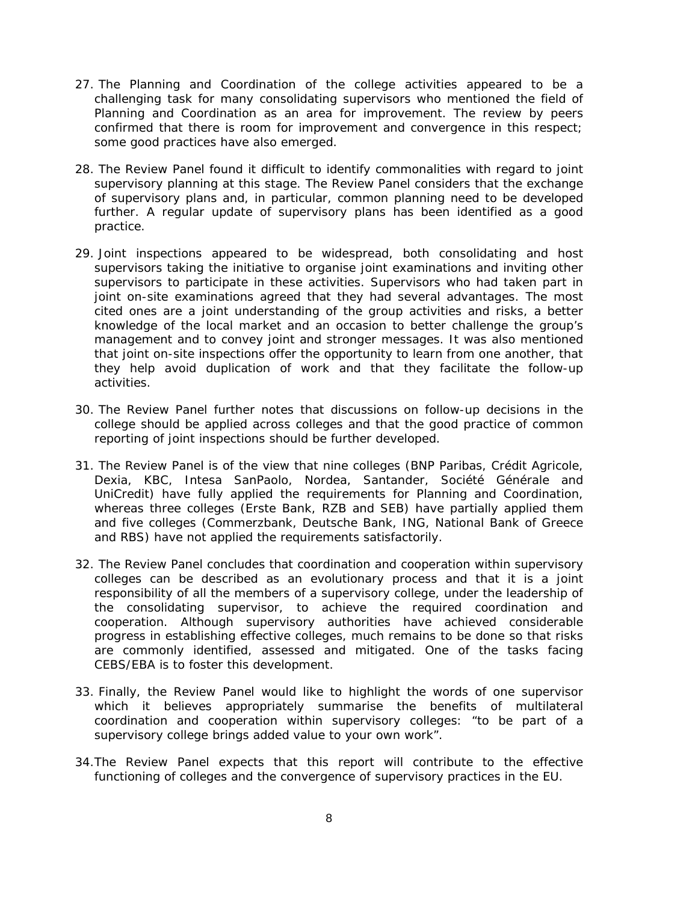27. The Planning and Coordination of the college activities appeared to be a challenging task for many consolidating supervisors who mentioned the field of Planning and Coordination as an area for improvement. The review by peers confirmed that there is room for improvement and convergence in this respect; some good practices have also emerged.

28. The Review Panel found it difficult to identify commonalities with regard to joint supervisory planning at this stage. The Review Panel considers that the exchange of supervisory plans and, in particular, common planning need to be developed further. A regular update of supervisory plans has been identified as a good practice.

29. Joint inspections appeared to be widespread, both consolidating and host supervisors taking the initiative to organise joint examinations and inviting other supervisors to participate in these activities. Supervisors who had taken part in joint on-site examinations agreed that they had several advantages. The most cited ones are a joint understanding of the group activities and risks, a better knowledge of the local market and an occasion to better challenge the group's management and to convey joint and stronger messages. It was also mentioned that joint on-site inspections offer the opportunity to learn from one another, that they help avoid duplication of work and that they facilitate the follow-up activities.

30. The Review Panel further notes that discussions on follow-up decisions in the college should be applied across colleges and that the good practice of common reporting of joint inspections should be further developed.

31. The Review Panel is of the view that nine colleges (BNP Paribas, Crédit Agricole, Dexia, KBC, Intesa SanPaolo, Nordea, Santander, Société Générale and UniCredit) have fully applied the requirements for Planning and Coordination, whereas three colleges (Erste Bank, RZB and SEB) have partially applied them and five colleges (Commerzbank, Deutsche Bank, ING, National Bank of Greece and RBS) have not applied the requirements satisfactorily.

32. The Review Panel concludes that coordination and cooperation within supervisory colleges can be described as an evolutionary process and that it is a joint responsibility of all the members of a supervisory college, under the leadership of the consolidating supervisor, to achieve the required coordination and cooperation. Although supervisory authorities have achieved considerable progress in establishing effective colleges, much remains to be done so that risks are commonly identified, assessed and mitigated. One of the tasks facing CEBS/EBA is to foster this development.

33. Finally, the Review Panel would like to highlight the words of one supervisor which it believes appropriately summarise the benefits of multilateral coordination and cooperation within supervisory colleges: "to be part of a supervisory college brings added value to your own work".

34. The Review Panel expects that this report will contribute to the effective functioning of colleges and the convergence of supervisory practices in the EU.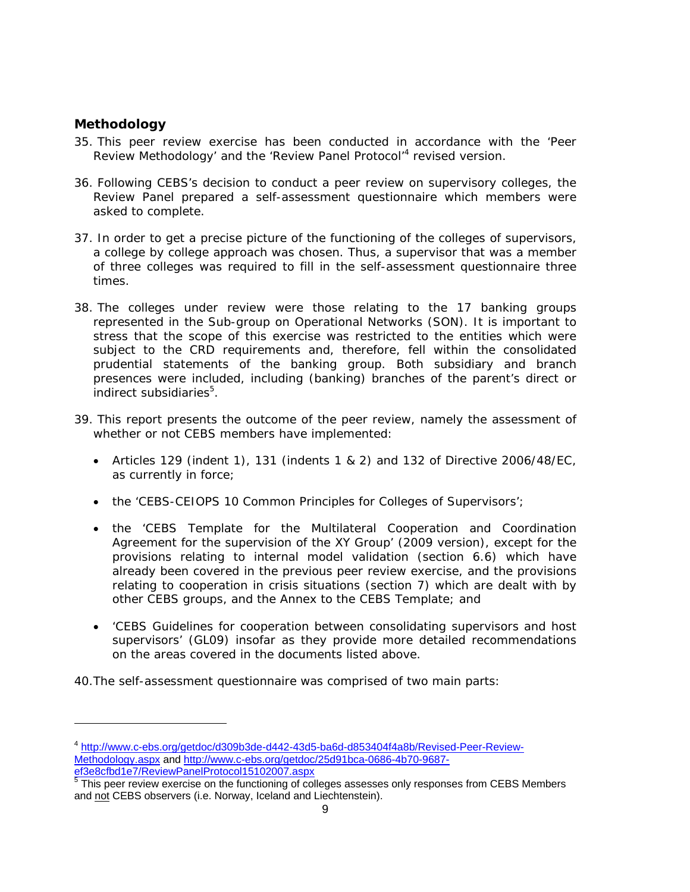## Methodology

35. This peer review exercise has been conducted in accordance with the 'Peer Review Methodology' and the 'Review Panel Protocol'[4] revised version.

36. Following CEBS's decision to conduct a peer review on supervisory colleges, the Review Panel prepared a self-assessment questionnaire which members were asked to complete.

37. In order to get a precise picture of the functioning of the colleges of supervisors, a college by college approach was chosen. Thus, a supervisor that was a member of three colleges was required to fill in the self-assessment questionnaire three times.

38. The colleges under review were those relating to the 17 banking groups represented in the Sub-group on Operational Networks (SON). It is important to stress that the scope of this exercise was restricted to the entities which were subject to the CRD requirements and, therefore, fell within the consolidated prudential statements of the banking group. Both subsidiary and branch presences were included, including (banking) branches of the parent's direct or indirect subsidiaries[5].

39. This report presents the outcome of the peer review, namely the assessment of whether or not CEBS members have implemented:

    - Articles 129 (indent 1), 131 (indents 1 & 2) and 132 of Directive 2006/48/EC, as currently in force;
    - the 'CEBS-CEIOPS 10 Common Principles for Colleges of Supervisors';
    - the 'CEBS Template for the Multilateral Cooperation and Coordination Agreement for the supervision of the XY Group' (2009 version), except for the provisions relating to internal model validation (section 6.6) which have already been covered in the previous peer review exercise, and the provisions relating to cooperation in crisis situations (section 7) which are dealt with by other CEBS groups, and the Annex to the CEBS Template; and
    - 'CEBS Guidelines for cooperation between consolidating supervisors and host supervisors' (GL09) insofar as they provide more detailed recommendations on the areas covered in the documents listed above.

40. The self-assessment questionnaire was comprised of two main parts:

---

[4] http://www.c-ebs.org/getdoc/d309b3de-d442-43d5-ba6d-d853404f4a8b/Revised-Peer-Review-Methodology.aspx and http://www.c-ebs.org/getdoc/25d91bca-0686-4b70-9687-ef3e8cfbd1e7/ReviewPanelProtocol15102007.aspx

[5] This peer review exercise on the functioning of colleges assesses only responses from CEBS Members and not CEBS observers (i.e. Norway, Iceland and Liechtenstein).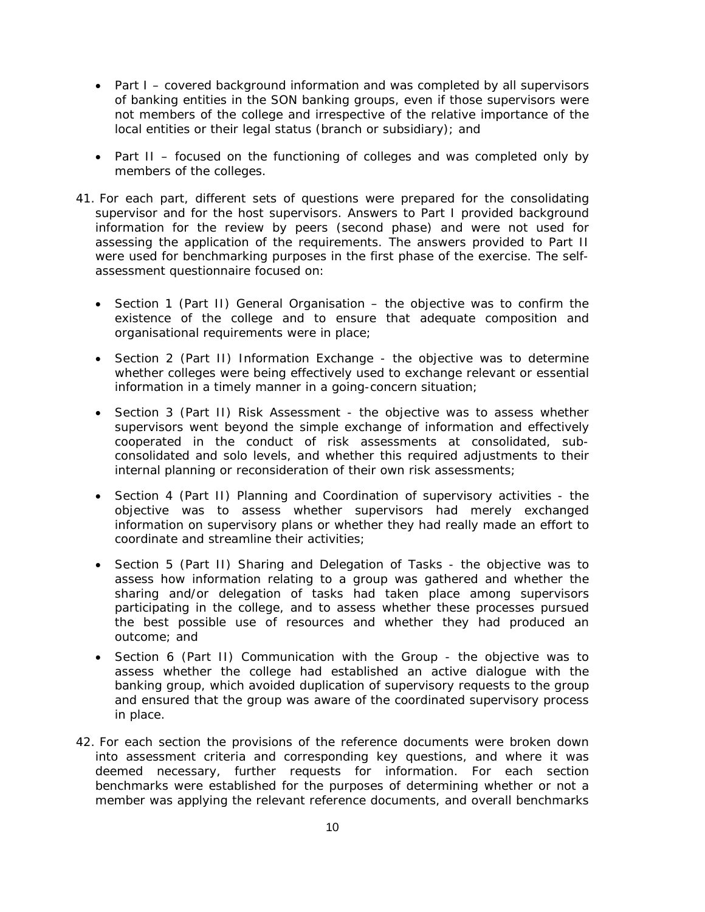- Part I – covered background information and was completed by all supervisors of banking entities in the SON banking groups, even if those supervisors were not members of the college and irrespective of the relative importance of the local entities or their legal status (branch or subsidiary); and

- Part II – focused on the functioning of colleges and was completed only by members of the colleges.

41. For each part, different sets of questions were prepared for the consolidating supervisor and for the host supervisors. Answers to Part I provided background information for the review by peers (second phase) and were not used for assessing the application of the requirements. The answers provided to Part II were used for benchmarking purposes in the first phase of the exercise. The self-assessment questionnaire focused on:

    - Section 1 (Part II) General Organisation – the objective was to confirm the existence of the college and to ensure that adequate composition and organisational requirements were in place;

    - Section 2 (Part II) Information Exchange - the objective was to determine whether colleges were being effectively used to exchange relevant or essential information in a timely manner in a going-concern situation;

    - Section 3 (Part II) Risk Assessment - the objective was to assess whether supervisors went beyond the simple exchange of information and effectively cooperated in the conduct of risk assessments at consolidated, sub-consolidated and solo levels, and whether this required adjustments to their internal planning or reconsideration of their own risk assessments;

    - Section 4 (Part II) Planning and Coordination of supervisory activities - the objective was to assess whether supervisors had merely exchanged information on supervisory plans or whether they had really made an effort to coordinate and streamline their activities;

    - Section 5 (Part II) Sharing and Delegation of Tasks - the objective was to assess how information relating to a group was gathered and whether the sharing and/or delegation of tasks had taken place among supervisors participating in the college, and to assess whether these processes pursued the best possible use of resources and whether they had produced an outcome; and

    - Section 6 (Part II) Communication with the Group - the objective was to assess whether the college had established an active dialogue with the banking group, which avoided duplication of supervisory requests to the group and ensured that the group was aware of the coordinated supervisory process in place.

42. For each section the provisions of the reference documents were broken down into assessment criteria and corresponding key questions, and where it was deemed necessary, further requests for information. For each section benchmarks were established for the purposes of determining whether or not a member was applying the relevant reference documents, and overall benchmarks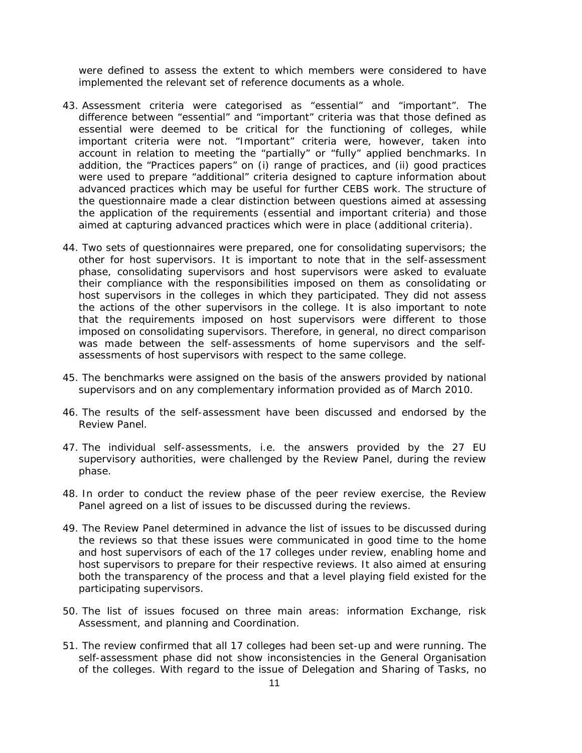were defined to assess the extent to which members were considered to have implemented the relevant set of reference documents as a whole.

43. Assessment criteria were categorised as "essential" and "important". The difference between "essential" and "important" criteria was that those defined as essential were deemed to be critical for the functioning of colleges, while important criteria were not. "Important" criteria were, however, taken into account in relation to meeting the "partially" or "fully" applied benchmarks. In addition, the "Practices papers" on (i) range of practices, and (ii) good practices were used to prepare "additional" criteria designed to capture information about advanced practices which may be useful for further CEBS work. The structure of the questionnaire made a clear distinction between questions aimed at assessing the application of the requirements (essential and important criteria) and those aimed at capturing advanced practices which were in place (additional criteria).

44. Two sets of questionnaires were prepared, one for consolidating supervisors; the other for host supervisors. It is important to note that in the self-assessment phase, consolidating supervisors and host supervisors were asked to evaluate their compliance with the responsibilities imposed on them as consolidating or host supervisors in the colleges in which they participated. They did not assess the actions of the other supervisors in the college. It is also important to note that the requirements imposed on host supervisors were different to those imposed on consolidating supervisors. Therefore, in general, no direct comparison was made between the self-assessments of home supervisors and the self-assessments of host supervisors with respect to the same college.

45. The benchmarks were assigned on the basis of the answers provided by national supervisors and on any complementary information provided as of March 2010.

46. The results of the self-assessment have been discussed and endorsed by the Review Panel.

47. The individual self-assessments, i.e. the answers provided by the 27 EU supervisory authorities, were challenged by the Review Panel, during the review phase.

48. In order to conduct the review phase of the peer review exercise, the Review Panel agreed on a list of issues to be discussed during the reviews.

49. The Review Panel determined in advance the list of issues to be discussed during the reviews so that these issues were communicated in good time to the home and host supervisors of each of the 17 colleges under review, enabling home and host supervisors to prepare for their respective reviews. It also aimed at ensuring both the transparency of the process and that a level playing field existed for the participating supervisors.

50. The list of issues focused on three main areas: information Exchange, risk Assessment, and planning and Coordination.

51. The review confirmed that all 17 colleges had been set-up and were running. The self-assessment phase did not show inconsistencies in the General Organisation of the colleges. With regard to the issue of Delegation and Sharing of Tasks, no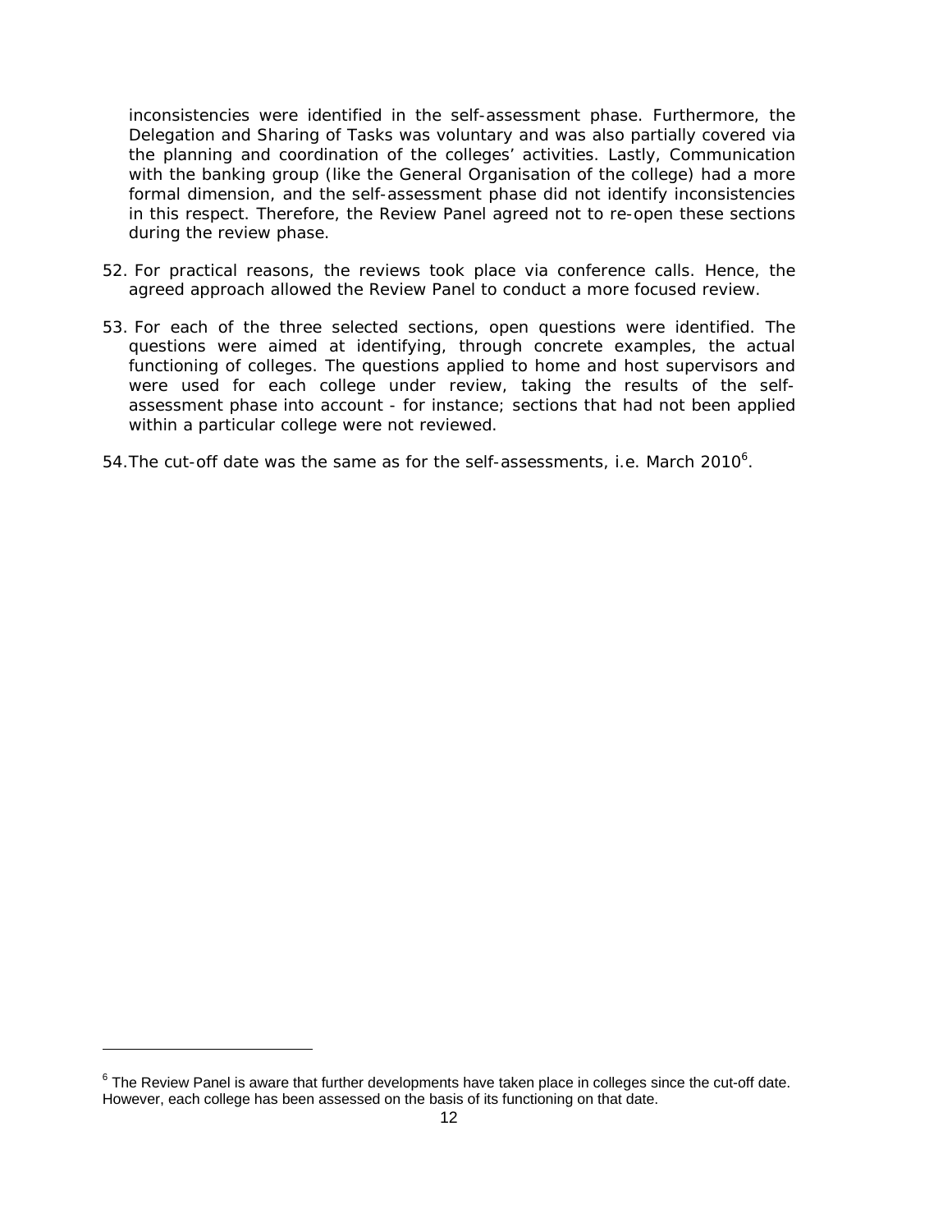inconsistencies were identified in the self-assessment phase. Furthermore, the Delegation and Sharing of Tasks was voluntary and was also partially covered via the planning and coordination of the colleges' activities. Lastly, Communication with the banking group (like the General Organisation of the college) had a more formal dimension, and the self-assessment phase did not identify inconsistencies in this respect. Therefore, the Review Panel agreed not to re-open these sections during the review phase.

52. For practical reasons, the reviews took place via conference calls. Hence, the agreed approach allowed the Review Panel to conduct a more focused review.

53. For each of the three selected sections, open questions were identified. The questions were aimed at identifying, through concrete examples, the actual functioning of colleges. The questions applied to home and host supervisors and were used for each college under review, taking the results of the self-assessment phase into account - for instance; sections that had not been applied within a particular college were not reviewed.

54. The cut-off date was the same as for the self-assessments, i.e. March 2010[6].

[6] The Review Panel is aware that further developments have taken place in colleges since the cut-off date. However, each college has been assessed on the basis of its functioning on that date.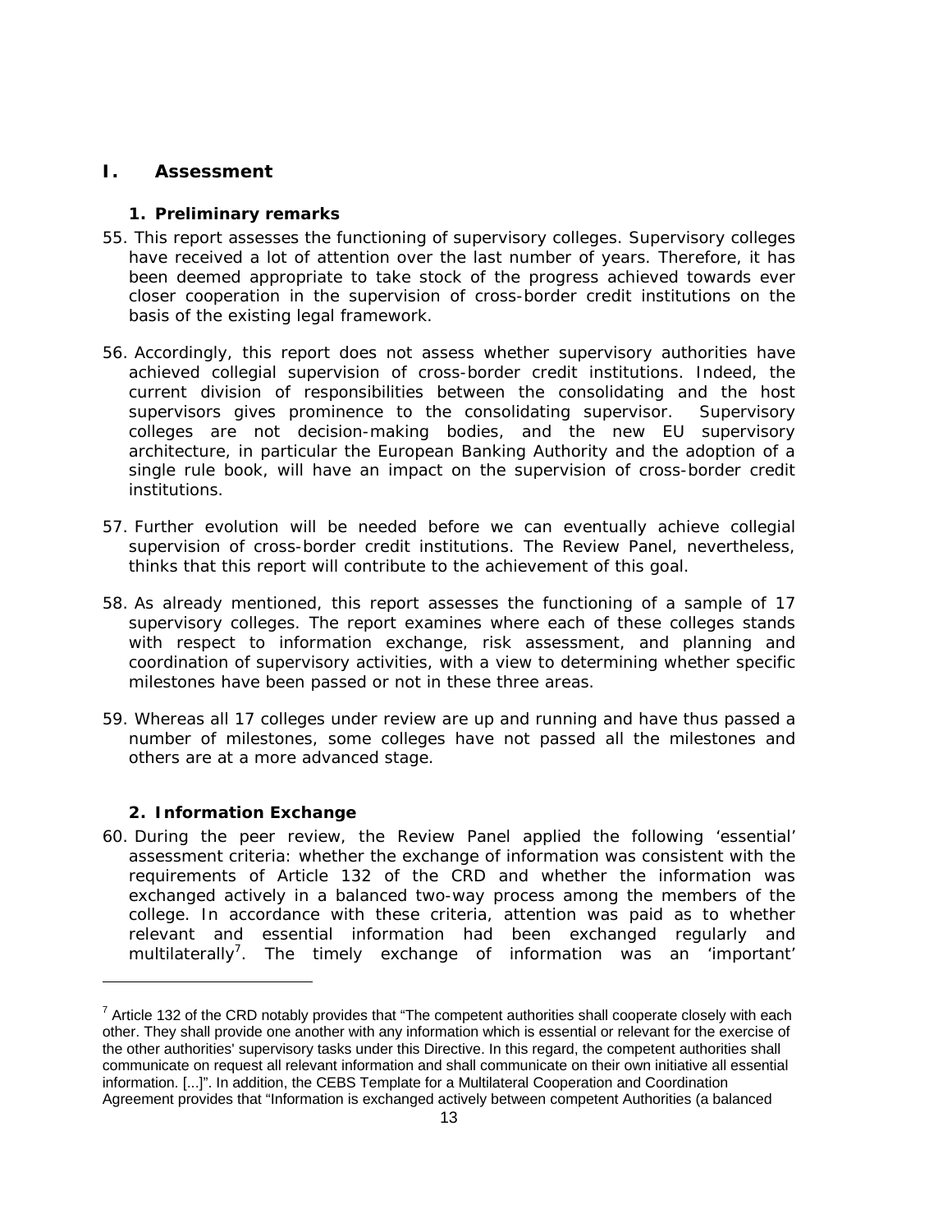# I. Assessment

## 1. Preliminary remarks

55. This report assesses the functioning of supervisory colleges. Supervisory colleges have received a lot of attention over the last number of years. Therefore, it has been deemed appropriate to take stock of the progress achieved towards ever closer cooperation in the supervision of cross-border credit institutions on the basis of the existing legal framework.

56. Accordingly, this report does not assess whether supervisory authorities have achieved collegial supervision of cross-border credit institutions. Indeed, the current division of responsibilities between the consolidating and the host supervisors gives prominence to the consolidating supervisor. Supervisory colleges are not decision-making bodies, and the new EU supervisory architecture, in particular the European Banking Authority and the adoption of a single rule book, will have an impact on the supervision of cross-border credit institutions.

57. Further evolution will be needed before we can eventually achieve collegial supervision of cross-border credit institutions. The Review Panel, nevertheless, thinks that this report will contribute to the achievement of this goal.

58. As already mentioned, this report assesses the functioning of a sample of 17 supervisory colleges. The report examines where each of these colleges stands with respect to information exchange, risk assessment, and planning and coordination of supervisory activities, with a view to determining whether specific milestones have been passed or not in these three areas.

59. Whereas all 17 colleges under review are up and running and have thus passed a number of milestones, some colleges have not passed all the milestones and others are at a more advanced stage.

## 2. Information Exchange

60. During the peer review, the Review Panel applied the following 'essential' assessment criteria: whether the exchange of information was consistent with the requirements of Article 132 of the CRD and whether the information was exchanged actively in a balanced two-way process among the members of the college. In accordance with these criteria, attention was paid as to whether relevant and essential information had been exchanged regularly and multilaterally[7]. The timely exchange of information was an 'important'

---

[7] Article 132 of the CRD notably provides that "The competent authorities shall cooperate closely with each other. They shall provide one another with any information which is essential or relevant for the exercise of the other authorities' supervisory tasks under this Directive. In this regard, the competent authorities shall communicate on request all relevant information and shall communicate on their own initiative all essential information. [...]". In addition, the CEBS Template for a Multilateral Cooperation and Coordination Agreement provides that "Information is exchanged actively between competent Authorities (a balanced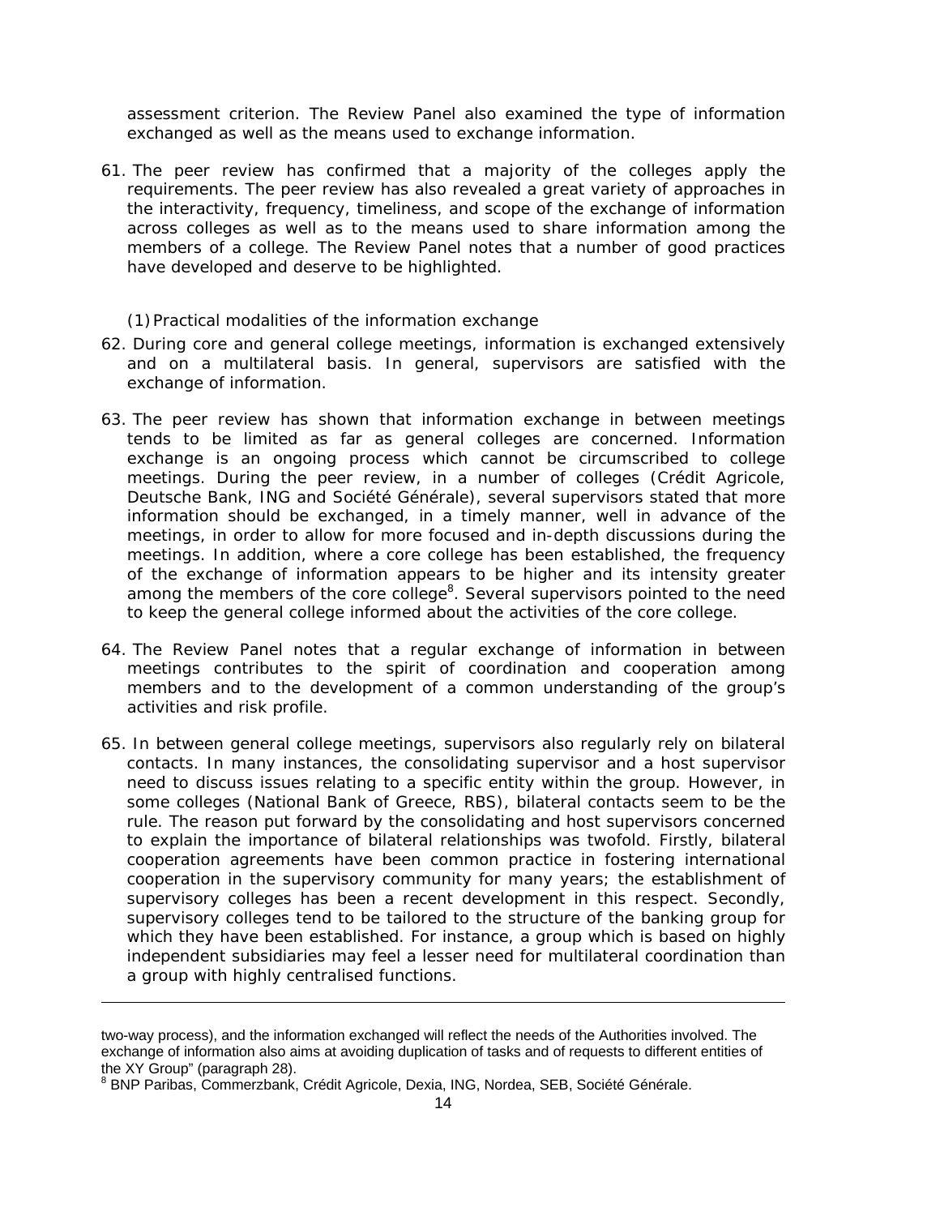assessment criterion. The Review Panel also examined the type of information exchanged as well as the means used to exchange information.

61. The peer review has confirmed that a majority of the colleges apply the requirements. The peer review has also revealed a great variety of approaches in the interactivity, frequency, timeliness, and scope of the exchange of information across colleges as well as to the means used to share information among the members of a college. The Review Panel notes that a number of good practices have developed and deserve to be highlighted.

(1) Practical modalities of the information exchange

62. During core and general college meetings, information is exchanged extensively and on a multilateral basis. In general, supervisors are satisfied with the exchange of information.

63. The peer review has shown that information exchange in between meetings tends to be limited as far as general colleges are concerned. Information exchange is an ongoing process which cannot be circumscribed to college meetings. During the peer review, in a number of colleges (Crédit Agricole, Deutsche Bank, ING and Société Générale), several supervisors stated that more information should be exchanged, in a timely manner, well in advance of the meetings, in order to allow for more focused and in-depth discussions during the meetings. In addition, where a core college has been established, the frequency of the exchange of information appears to be higher and its intensity greater among the members of the core college[8]. Several supervisors pointed to the need to keep the general college informed about the activities of the core college.

64. The Review Panel notes that a regular exchange of information in between meetings contributes to the spirit of coordination and cooperation among members and to the development of a common understanding of the group's activities and risk profile.

65. In between general college meetings, supervisors also regularly rely on bilateral contacts. In many instances, the consolidating supervisor and a host supervisor need to discuss issues relating to a specific entity within the group. However, in some colleges (National Bank of Greece, RBS), bilateral contacts seem to be the rule. The reason put forward by the consolidating and host supervisors concerned to explain the importance of bilateral relationships was twofold. Firstly, bilateral cooperation agreements have been common practice in fostering international cooperation in the supervisory community for many years; the establishment of supervisory colleges has been a recent development in this respect. Secondly, supervisory colleges tend to be tailored to the structure of the banking group for which they have been established. For instance, a group which is based on highly independent subsidiaries may feel a lesser need for multilateral coordination than a group with highly centralised functions.

---

two-way process), and the information exchanged will reflect the needs of the Authorities involved. The exchange of information also aims at avoiding duplication of tasks and of requests to different entities of the XY Group" (paragraph 28).

[8] BNP Paribas, Commerzbank, Crédit Agricole, Dexia, ING, Nordea, SEB, Société Générale.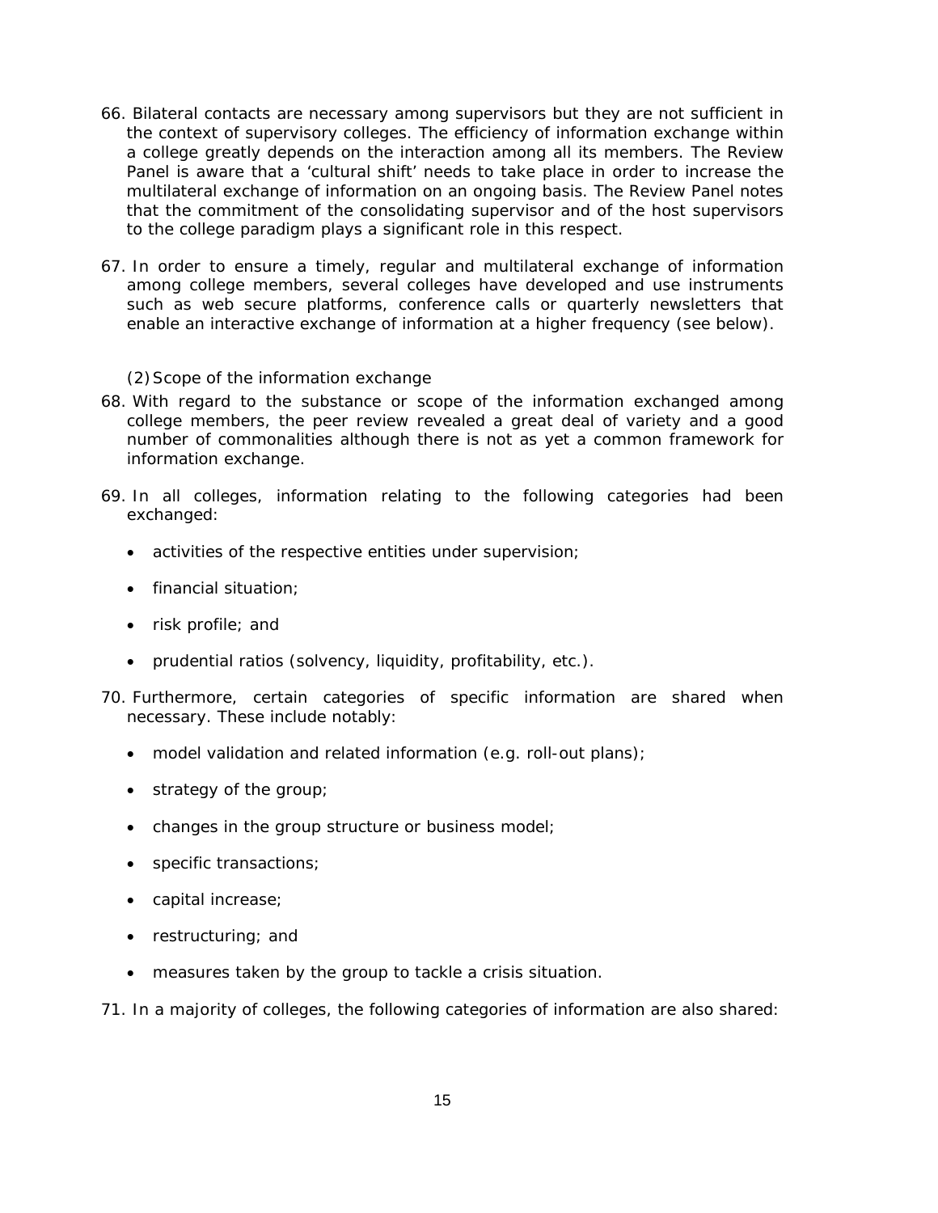66. Bilateral contacts are necessary among supervisors but they are not sufficient in the context of supervisory colleges. The efficiency of information exchange within a college greatly depends on the interaction among all its members. The Review Panel is aware that a 'cultural shift' needs to take place in order to increase the multilateral exchange of information on an ongoing basis. The Review Panel notes that the commitment of the consolidating supervisor and of the host supervisors to the college paradigm plays a significant role in this respect.

67. In order to ensure a timely, regular and multilateral exchange of information among college members, several colleges have developed and use instruments such as web secure platforms, conference calls or quarterly newsletters that enable an interactive exchange of information at a higher frequency (see below).

(2) Scope of the information exchange

68. With regard to the substance or scope of the information exchanged among college members, the peer review revealed a great deal of variety and a good number of commonalities although there is not as yet a common framework for information exchange.

69. In all colleges, information relating to the following categories had been exchanged:

- activities of the respective entities under supervision;
- financial situation;
- risk profile; and
- prudential ratios (solvency, liquidity, profitability, etc.).

70. Furthermore, certain categories of specific information are shared when necessary. These include notably:

- model validation and related information (e.g. roll-out plans);
- strategy of the group;
- changes in the group structure or business model;
- specific transactions;
- capital increase;
- restructuring; and
- measures taken by the group to tackle a crisis situation.

71. In a majority of colleges, the following categories of information are also shared: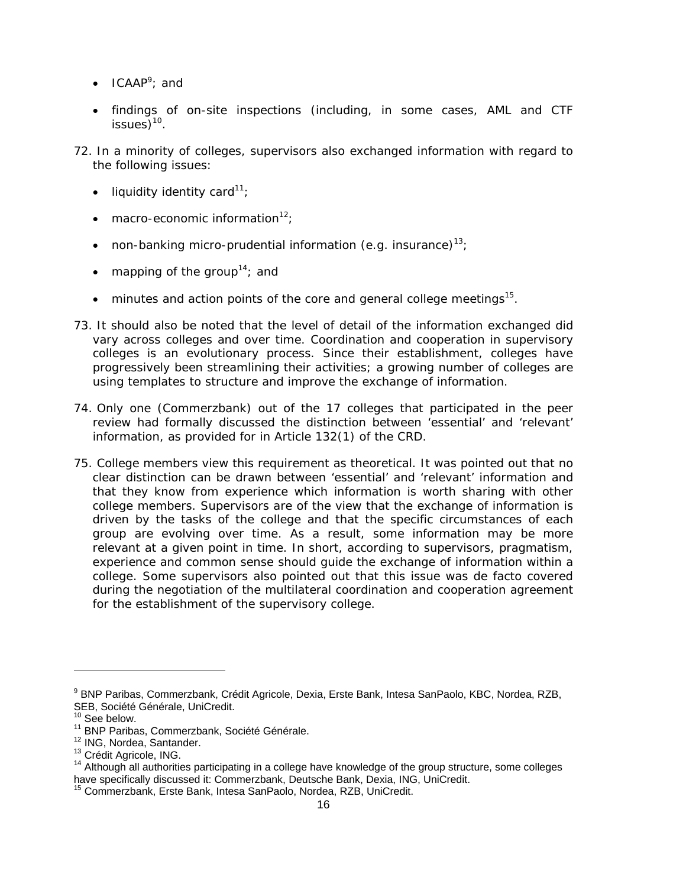- ICAAP[9]; and
- findings of on-site inspections (including, in some cases, AML and CTF issues)[10].

72. In a minority of colleges, supervisors also exchanged information with regard to the following issues:

    - liquidity identity card[11];
    - macro-economic information[12];
    - non-banking micro-prudential information (e.g. insurance)[13];
    - mapping of the group[14]; and
    - minutes and action points of the core and general college meetings[15].

73. It should also be noted that the level of detail of the information exchanged did vary across colleges and over time. Coordination and cooperation in supervisory colleges is an evolutionary process. Since their establishment, colleges have progressively been streamlining their activities; a growing number of colleges are using templates to structure and improve the exchange of information.

74. Only one (Commerzbank) out of the 17 colleges that participated in the peer review had formally discussed the distinction between 'essential' and 'relevant' information, as provided for in Article 132(1) of the CRD.

75. College members view this requirement as theoretical. It was pointed out that no clear distinction can be drawn between 'essential' and 'relevant' information and that they know from experience which information is worth sharing with other college members. Supervisors are of the view that the exchange of information is driven by the tasks of the college and that the specific circumstances of each group are evolving over time. As a result, some information may be more relevant at a given point in time. In short, according to supervisors, pragmatism, experience and common sense should guide the exchange of information within a college. Some supervisors also pointed out that this issue was de facto covered during the negotiation of the multilateral coordination and cooperation agreement for the establishment of the supervisory college.

---

[9] BNP Paribas, Commerzbank, Crédit Agricole, Dexia, Erste Bank, Intesa SanPaolo, KBC, Nordea, RZB, SEB, Société Générale, UniCredit.

[10] See below.

[11] BNP Paribas, Commerzbank, Société Générale.

[12] ING, Nordea, Santander.

[13] Crédit Agricole, ING.

[14] Although all authorities participating in a college have knowledge of the group structure, some colleges have specifically discussed it: Commerzbank, Deutsche Bank, Dexia, ING, UniCredit.

[15] Commerzbank, Erste Bank, Intesa SanPaolo, Nordea, RZB, UniCredit.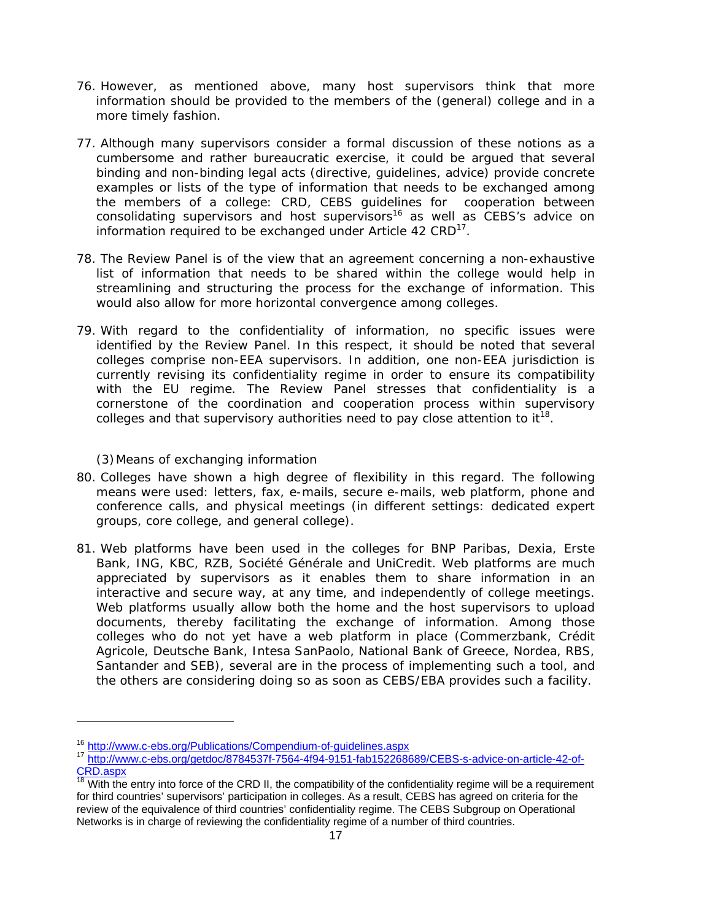76. However, as mentioned above, many host supervisors think that more information should be provided to the members of the (general) college and in a more timely fashion.

77. Although many supervisors consider a formal discussion of these notions as a cumbersome and rather bureaucratic exercise, it could be argued that several binding and non-binding legal acts (directive, guidelines, advice) provide concrete examples or lists of the type of information that needs to be exchanged among the members of a college: CRD, CEBS guidelines for cooperation between consolidating supervisors and host supervisors[16] as well as CEBS's advice on information required to be exchanged under Article 42 CRD[17].

78. The Review Panel is of the view that an agreement concerning a non-exhaustive list of information that needs to be shared within the college would help in streamlining and structuring the process for the exchange of information. This would also allow for more horizontal convergence among colleges.

79. With regard to the confidentiality of information, no specific issues were identified by the Review Panel. In this respect, it should be noted that several colleges comprise non-EEA supervisors. In addition, one non-EEA jurisdiction is currently revising its confidentiality regime in order to ensure its compatibility with the EU regime. The Review Panel stresses that confidentiality is a cornerstone of the coordination and cooperation process within supervisory colleges and that supervisory authorities need to pay close attention to it[18].

(3) Means of exchanging information

80. Colleges have shown a high degree of flexibility in this regard. The following means were used: letters, fax, e-mails, secure e-mails, web platform, phone and conference calls, and physical meetings (in different settings: dedicated expert groups, core college, and general college).

81. Web platforms have been used in the colleges for BNP Paribas, Dexia, Erste Bank, ING, KBC, RZB, Société Générale and UniCredit. Web platforms are much appreciated by supervisors as it enables them to share information in an interactive and secure way, at any time, and independently of college meetings. Web platforms usually allow both the home and the host supervisors to upload documents, thereby facilitating the exchange of information. Among those colleges who do not yet have a web platform in place (Commerzbank, Crédit Agricole, Deutsche Bank, Intesa SanPaolo, National Bank of Greece, Nordea, RBS, Santander and SEB), several are in the process of implementing such a tool, and the others are considering doing so as soon as CEBS/EBA provides such a facility.

---

[16] http://www.c-ebs.org/Publications/Compendium-of-guidelines.aspx

[17] http://www.c-ebs.org/getdoc/8784537f-7564-4f94-9151-fab152268689/CEBS-s-advice-on-article-42-of-CRD.aspx

[18] With the entry into force of the CRD II, the compatibility of the confidentiality regime will be a requirement for third countries' supervisors' participation in colleges. As a result, CEBS has agreed on criteria for the review of the equivalence of third countries' confidentiality regime. The CEBS Subgroup on Operational Networks is in charge of reviewing the confidentiality regime of a number of third countries.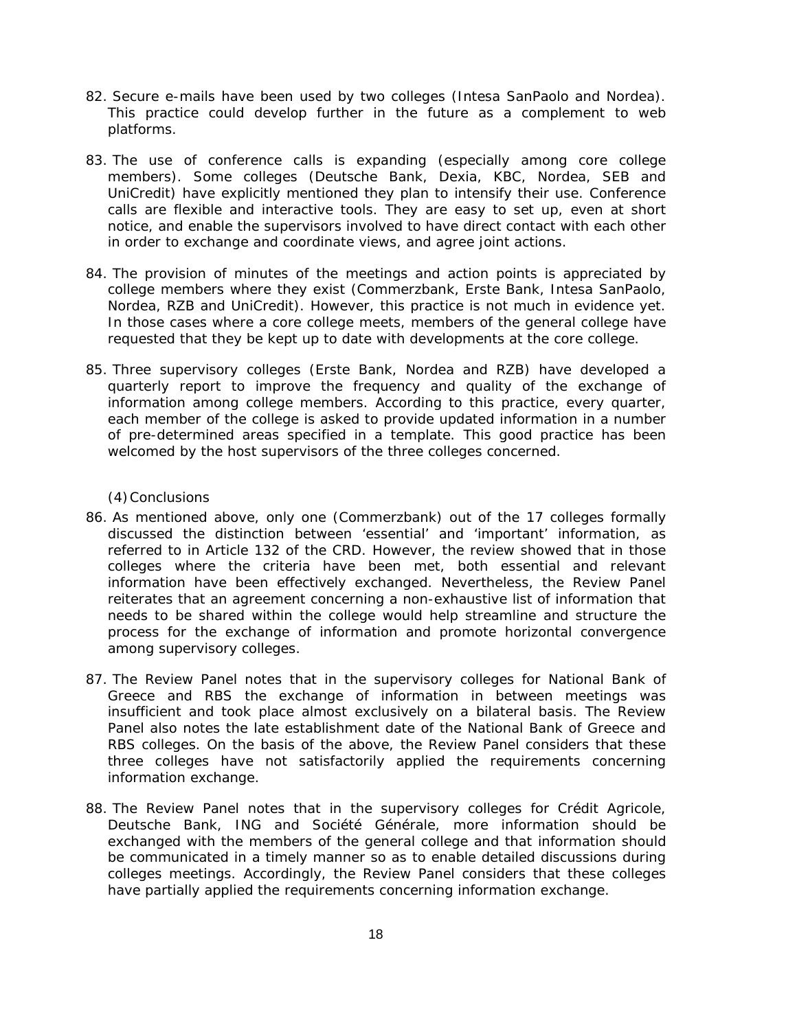82. Secure e-mails have been used by two colleges (Intesa SanPaolo and Nordea). This practice could develop further in the future as a complement to web platforms.

83. The use of conference calls is expanding (especially among core college members). Some colleges (Deutsche Bank, Dexia, KBC, Nordea, SEB and UniCredit) have explicitly mentioned they plan to intensify their use. Conference calls are flexible and interactive tools. They are easy to set up, even at short notice, and enable the supervisors involved to have direct contact with each other in order to exchange and coordinate views, and agree joint actions.

84. The provision of minutes of the meetings and action points is appreciated by college members where they exist (Commerzbank, Erste Bank, Intesa SanPaolo, Nordea, RZB and UniCredit). However, this practice is not much in evidence yet. In those cases where a core college meets, members of the general college have requested that they be kept up to date with developments at the core college.

85. Three supervisory colleges (Erste Bank, Nordea and RZB) have developed a quarterly report to improve the frequency and quality of the exchange of information among college members. According to this practice, every quarter, each member of the college is asked to provide updated information in a number of pre-determined areas specified in a template. This good practice has been welcomed by the host supervisors of the three colleges concerned.

(4) Conclusions

86. As mentioned above, only one (Commerzbank) out of the 17 colleges formally discussed the distinction between 'essential' and 'important' information, as referred to in Article 132 of the CRD. However, the review showed that in those colleges where the criteria have been met, both essential and relevant information have been effectively exchanged. Nevertheless, the Review Panel reiterates that an agreement concerning a non-exhaustive list of information that needs to be shared within the college would help streamline and structure the process for the exchange of information and promote horizontal convergence among supervisory colleges.

87. The Review Panel notes that in the supervisory colleges for National Bank of Greece and RBS the exchange of information in between meetings was insufficient and took place almost exclusively on a bilateral basis. The Review Panel also notes the late establishment date of the National Bank of Greece and RBS colleges. On the basis of the above, the Review Panel considers that these three colleges have not satisfactorily applied the requirements concerning information exchange.

88. The Review Panel notes that in the supervisory colleges for Crédit Agricole, Deutsche Bank, ING and Société Générale, more information should be exchanged with the members of the general college and that information should be communicated in a timely manner so as to enable detailed discussions during colleges meetings. Accordingly, the Review Panel considers that these colleges have partially applied the requirements concerning information exchange.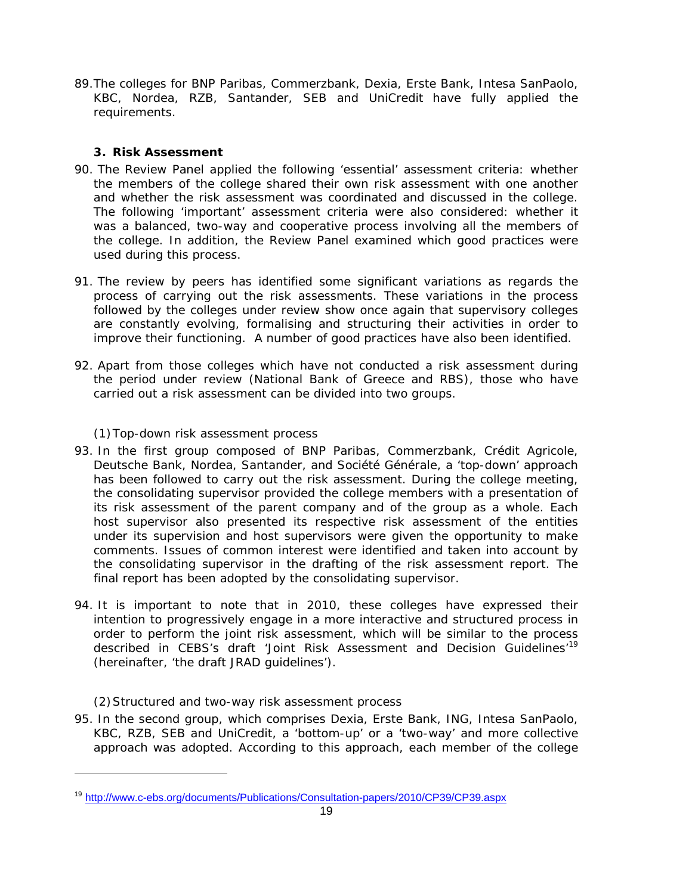89. The colleges for BNP Paribas, Commerzbank, Dexia, Erste Bank, Intesa SanPaolo, KBC, Nordea, RZB, Santander, SEB and UniCredit have fully applied the requirements.

### 3. Risk Assessment

90. The Review Panel applied the following 'essential' assessment criteria: whether the members of the college shared their own risk assessment with one another and whether the risk assessment was coordinated and discussed in the college. The following 'important' assessment criteria were also considered: whether it was a balanced, two-way and cooperative process involving all the members of the college. In addition, the Review Panel examined which good practices were used during this process.

91. The review by peers has identified some significant variations as regards the process of carrying out the risk assessments. These variations in the process followed by the colleges under review show once again that supervisory colleges are constantly evolving, formalising and structuring their activities in order to improve their functioning. A number of good practices have also been identified.

92. Apart from those colleges which have not conducted a risk assessment during the period under review (National Bank of Greece and RBS), those who have carried out a risk assessment can be divided into two groups.

(1) Top-down risk assessment process

93. In the first group composed of BNP Paribas, Commerzbank, Crédit Agricole, Deutsche Bank, Nordea, Santander, and Société Générale, a 'top-down' approach has been followed to carry out the risk assessment. During the college meeting, the consolidating supervisor provided the college members with a presentation of its risk assessment of the parent company and of the group as a whole. Each host supervisor also presented its respective risk assessment of the entities under its supervision and host supervisors were given the opportunity to make comments. Issues of common interest were identified and taken into account by the consolidating supervisor in the drafting of the risk assessment report. The final report has been adopted by the consolidating supervisor.

94. It is important to note that in 2010, these colleges have expressed their intention to progressively engage in a more interactive and structured process in order to perform the joint risk assessment, which will be similar to the process described in CEBS's draft 'Joint Risk Assessment and Decision Guidelines'[19] (hereinafter, 'the draft JRAD guidelines').

(2) Structured and two-way risk assessment process

95. In the second group, which comprises Dexia, Erste Bank, ING, Intesa SanPaolo, KBC, RZB, SEB and UniCredit, a 'bottom-up' or a 'two-way' and more collective approach was adopted. According to this approach, each member of the college

---

[19] http://www.c-ebs.org/documents/Publications/Consultation-papers/2010/CP39/CP39.aspx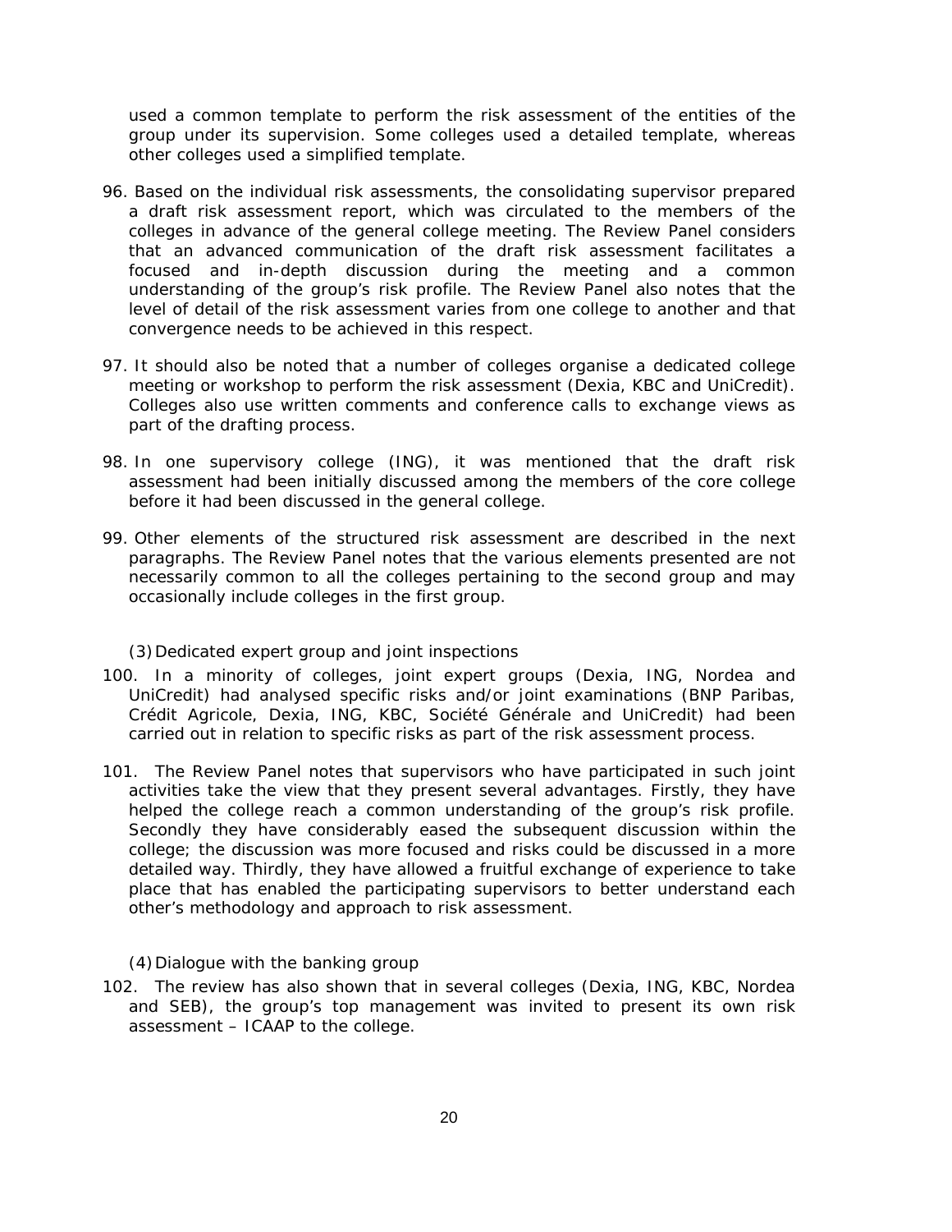used a common template to perform the risk assessment of the entities of the group under its supervision. Some colleges used a detailed template, whereas other colleges used a simplified template.

96. Based on the individual risk assessments, the consolidating supervisor prepared a draft risk assessment report, which was circulated to the members of the colleges in advance of the general college meeting. The Review Panel considers that an advanced communication of the draft risk assessment facilitates a focused and in-depth discussion during the meeting and a common understanding of the group's risk profile. The Review Panel also notes that the level of detail of the risk assessment varies from one college to another and that convergence needs to be achieved in this respect.

97. It should also be noted that a number of colleges organise a dedicated college meeting or workshop to perform the risk assessment (Dexia, KBC and UniCredit). Colleges also use written comments and conference calls to exchange views as part of the drafting process.

98. In one supervisory college (ING), it was mentioned that the draft risk assessment had been initially discussed among the members of the core college before it had been discussed in the general college.

99. Other elements of the structured risk assessment are described in the next paragraphs. The Review Panel notes that the various elements presented are not necessarily common to all the colleges pertaining to the second group and may occasionally include colleges in the first group.

(3) Dedicated expert group and joint inspections

100. In a minority of colleges, joint expert groups (Dexia, ING, Nordea and UniCredit) had analysed specific risks and/or joint examinations (BNP Paribas, Crédit Agricole, Dexia, ING, KBC, Société Générale and UniCredit) had been carried out in relation to specific risks as part of the risk assessment process.

101. The Review Panel notes that supervisors who have participated in such joint activities take the view that they present several advantages. Firstly, they have helped the college reach a common understanding of the group's risk profile. Secondly they have considerably eased the subsequent discussion within the college; the discussion was more focused and risks could be discussed in a more detailed way. Thirdly, they have allowed a fruitful exchange of experience to take place that has enabled the participating supervisors to better understand each other's methodology and approach to risk assessment.

(4) Dialogue with the banking group

102. The review has also shown that in several colleges (Dexia, ING, KBC, Nordea and SEB), the group's top management was invited to present its own risk assessment – ICAAP to the college.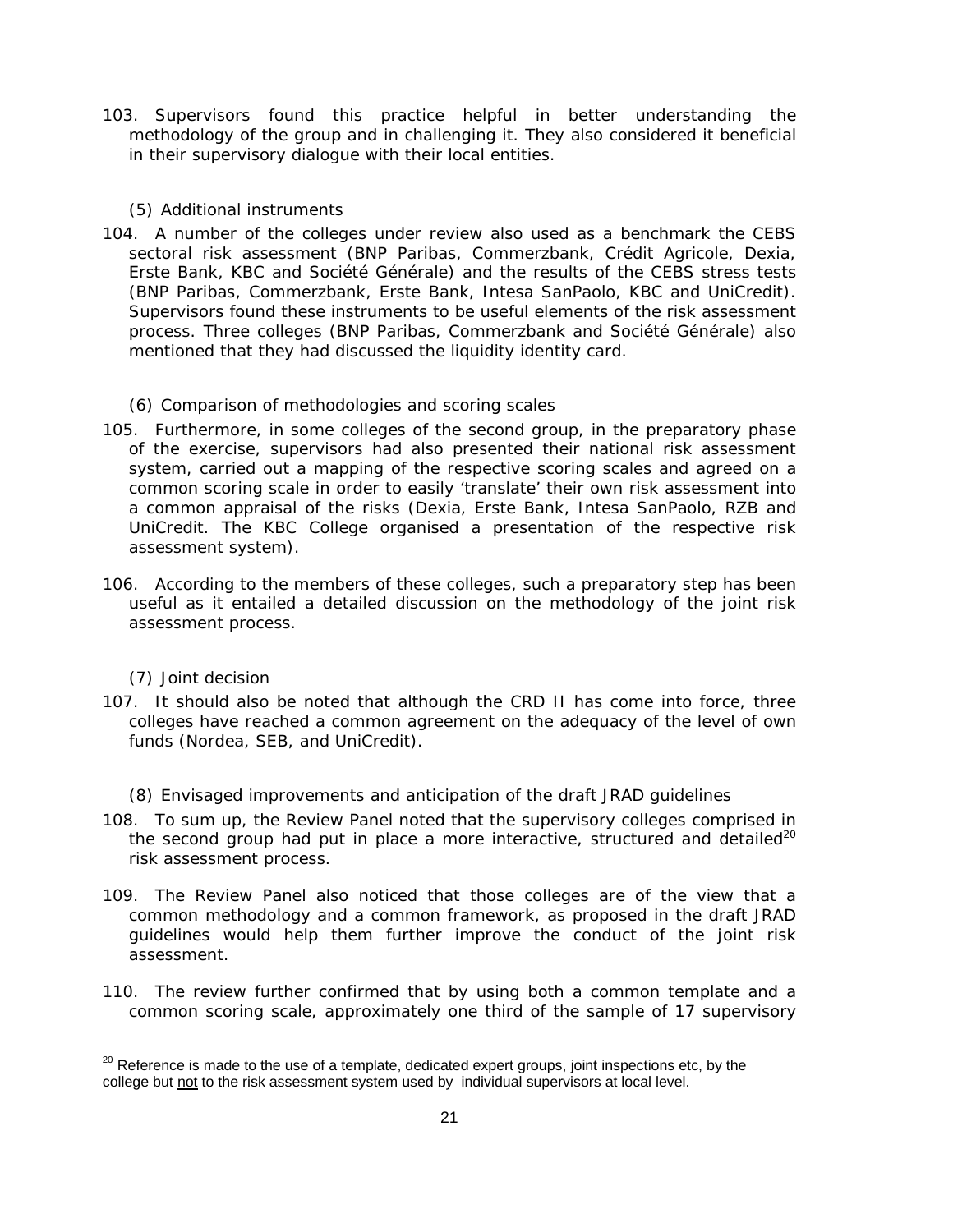103. Supervisors found this practice helpful in better understanding the methodology of the group and in challenging it. They also considered it beneficial in their supervisory dialogue with their local entities.

(5) Additional instruments

104. A number of the colleges under review also used as a benchmark the CEBS sectoral risk assessment (BNP Paribas, Commerzbank, Crédit Agricole, Dexia, Erste Bank, KBC and Société Générale) and the results of the CEBS stress tests (BNP Paribas, Commerzbank, Erste Bank, Intesa SanPaolo, KBC and UniCredit). Supervisors found these instruments to be useful elements of the risk assessment process. Three colleges (BNP Paribas, Commerzbank and Société Générale) also mentioned that they had discussed the liquidity identity card.

(6) Comparison of methodologies and scoring scales

105. Furthermore, in some colleges of the second group, in the preparatory phase of the exercise, supervisors had also presented their national risk assessment system, carried out a mapping of the respective scoring scales and agreed on a common scoring scale in order to easily 'translate' their own risk assessment into a common appraisal of the risks (Dexia, Erste Bank, Intesa SanPaolo, RZB and UniCredit. The KBC College organised a presentation of the respective risk assessment system).

106. According to the members of these colleges, such a preparatory step has been useful as it entailed a detailed discussion on the methodology of the joint risk assessment process.

(7) Joint decision

107. It should also be noted that although the CRD II has come into force, three colleges have reached a common agreement on the adequacy of the level of own funds (Nordea, SEB, and UniCredit).

(8) Envisaged improvements and anticipation of the draft JRAD guidelines

108. To sum up, the Review Panel noted that the supervisory colleges comprised in the second group had put in place a more interactive, structured and detailed[20] risk assessment process.

109. The Review Panel also noticed that those colleges are of the view that a common methodology and a common framework, as proposed in the draft JRAD guidelines would help them further improve the conduct of the joint risk assessment.

110. The review further confirmed that by using both a common template and a common scoring scale, approximately one third of the sample of 17 supervisory

[20] Reference is made to the use of a template, dedicated expert groups, joint inspections etc, by the college but not to the risk assessment system used by individual supervisors at local level.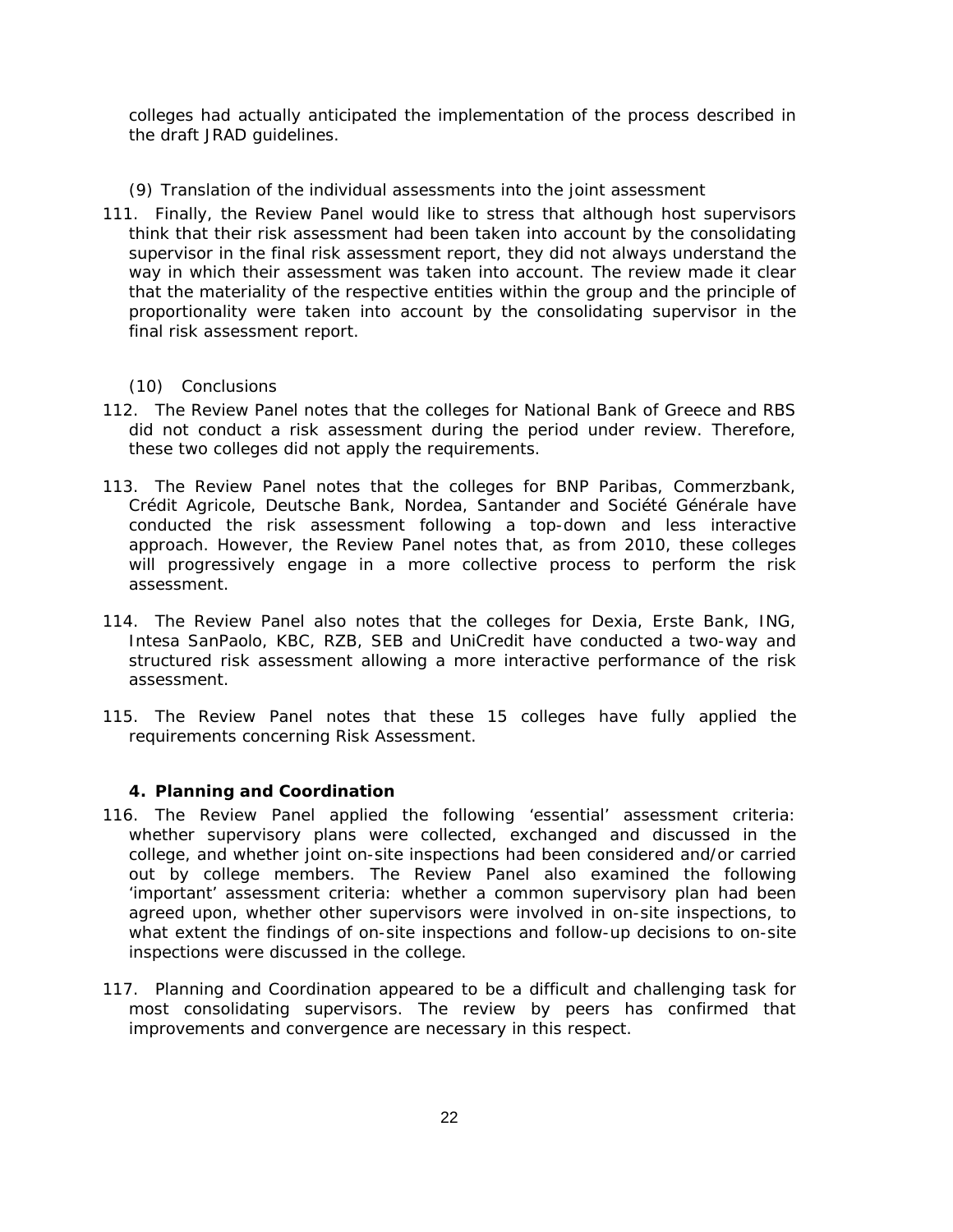colleges had actually anticipated the implementation of the process described in the draft JRAD guidelines.

(9) Translation of the individual assessments into the joint assessment

111. Finally, the Review Panel would like to stress that although host supervisors think that their risk assessment had been taken into account by the consolidating supervisor in the final risk assessment report, they did not always understand the way in which their assessment was taken into account. The review made it clear that the materiality of the respective entities within the group and the principle of proportionality were taken into account by the consolidating supervisor in the final risk assessment report.

(10) Conclusions

112. The Review Panel notes that the colleges for National Bank of Greece and RBS did not conduct a risk assessment during the period under review. Therefore, these two colleges did not apply the requirements.

113. The Review Panel notes that the colleges for BNP Paribas, Commerzbank, Crédit Agricole, Deutsche Bank, Nordea, Santander and Société Générale have conducted the risk assessment following a top-down and less interactive approach. However, the Review Panel notes that, as from 2010, these colleges will progressively engage in a more collective process to perform the risk assessment.

114. The Review Panel also notes that the colleges for Dexia, Erste Bank, ING, Intesa SanPaolo, KBC, RZB, SEB and UniCredit have conducted a two-way and structured risk assessment allowing a more interactive performance of the risk assessment.

115. The Review Panel notes that these 15 colleges have fully applied the requirements concerning Risk Assessment.

### 4. Planning and Coordination

116. The Review Panel applied the following 'essential' assessment criteria: whether supervisory plans were collected, exchanged and discussed in the college, and whether joint on-site inspections had been considered and/or carried out by college members. The Review Panel also examined the following 'important' assessment criteria: whether a common supervisory plan had been agreed upon, whether other supervisors were involved in on-site inspections, to what extent the findings of on-site inspections and follow-up decisions to on-site inspections were discussed in the college.

117. Planning and Coordination appeared to be a difficult and challenging task for most consolidating supervisors. The review by peers has confirmed that improvements and convergence are necessary in this respect.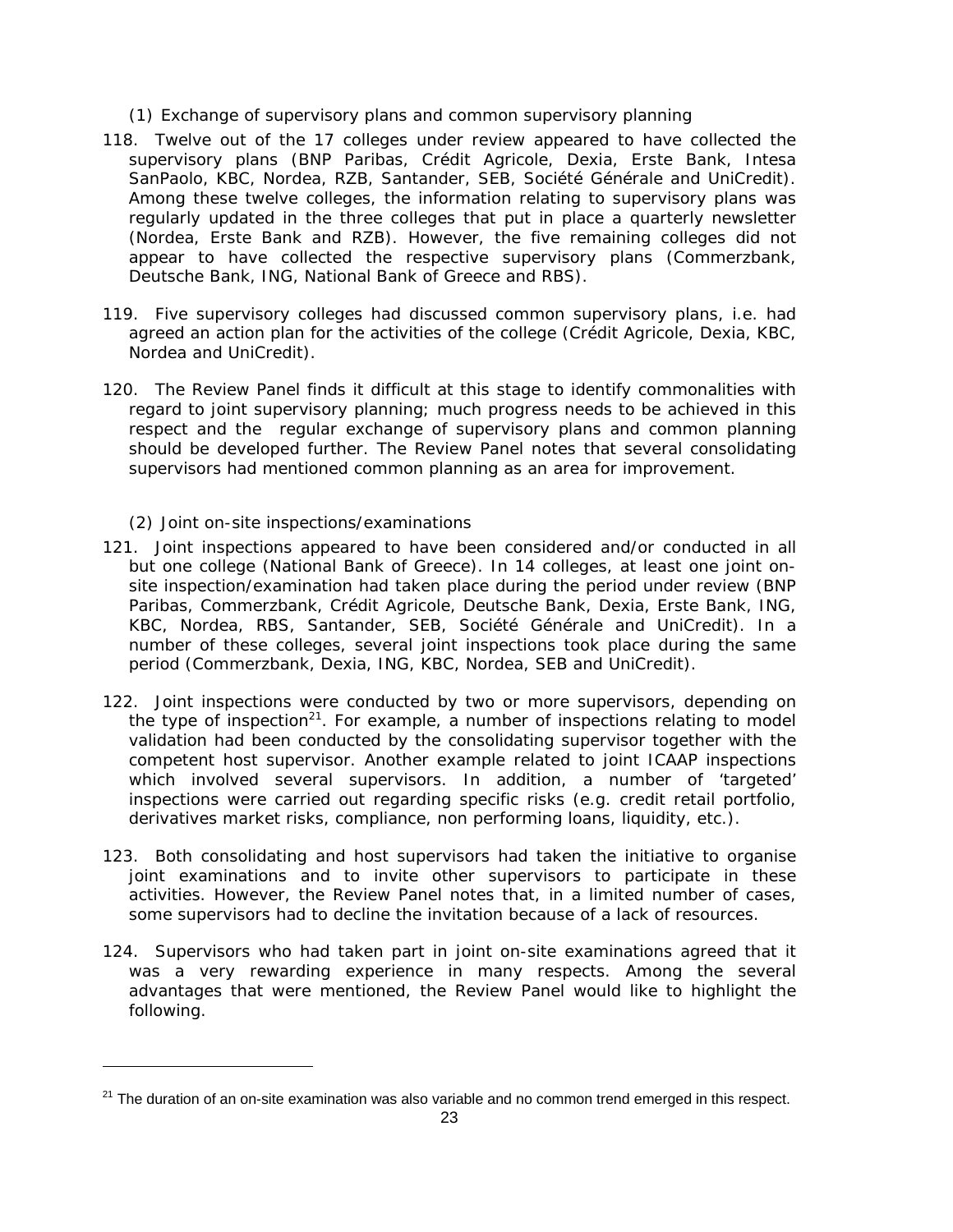(1) Exchange of supervisory plans and common supervisory planning

118. Twelve out of the 17 colleges under review appeared to have collected the supervisory plans (BNP Paribas, Crédit Agricole, Dexia, Erste Bank, Intesa SanPaolo, KBC, Nordea, RZB, Santander, SEB, Société Générale and UniCredit). Among these twelve colleges, the information relating to supervisory plans was regularly updated in the three colleges that put in place a quarterly newsletter (Nordea, Erste Bank and RZB). However, the five remaining colleges did not appear to have collected the respective supervisory plans (Commerzbank, Deutsche Bank, ING, National Bank of Greece and RBS).

119. Five supervisory colleges had discussed common supervisory plans, i.e. had agreed an action plan for the activities of the college (Crédit Agricole, Dexia, KBC, Nordea and UniCredit).

120. The Review Panel finds it difficult at this stage to identify commonalities with regard to joint supervisory planning; much progress needs to be achieved in this respect and the regular exchange of supervisory plans and common planning should be developed further. The Review Panel notes that several consolidating supervisors had mentioned common planning as an area for improvement.

(2) Joint on-site inspections/examinations

121. Joint inspections appeared to have been considered and/or conducted in all but one college (National Bank of Greece). In 14 colleges, at least one joint on-site inspection/examination had taken place during the period under review (BNP Paribas, Commerzbank, Crédit Agricole, Deutsche Bank, Dexia, Erste Bank, ING, KBC, Nordea, RBS, Santander, SEB, Société Générale and UniCredit). In a number of these colleges, several joint inspections took place during the same period (Commerzbank, Dexia, ING, KBC, Nordea, SEB and UniCredit).

122. Joint inspections were conducted by two or more supervisors, depending on the type of inspection[21]. For example, a number of inspections relating to model validation had been conducted by the consolidating supervisor together with the competent host supervisor. Another example related to joint ICAAP inspections which involved several supervisors. In addition, a number of 'targeted' inspections were carried out regarding specific risks (e.g. credit retail portfolio, derivatives market risks, compliance, non performing loans, liquidity, etc.).

123. Both consolidating and host supervisors had taken the initiative to organise joint examinations and to invite other supervisors to participate in these activities. However, the Review Panel notes that, in a limited number of cases, some supervisors had to decline the invitation because of a lack of resources.

124. Supervisors who had taken part in joint on-site examinations agreed that it was a very rewarding experience in many respects. Among the several advantages that were mentioned, the Review Panel would like to highlight the following.

---

[21] The duration of an on-site examination was also variable and no common trend emerged in this respect.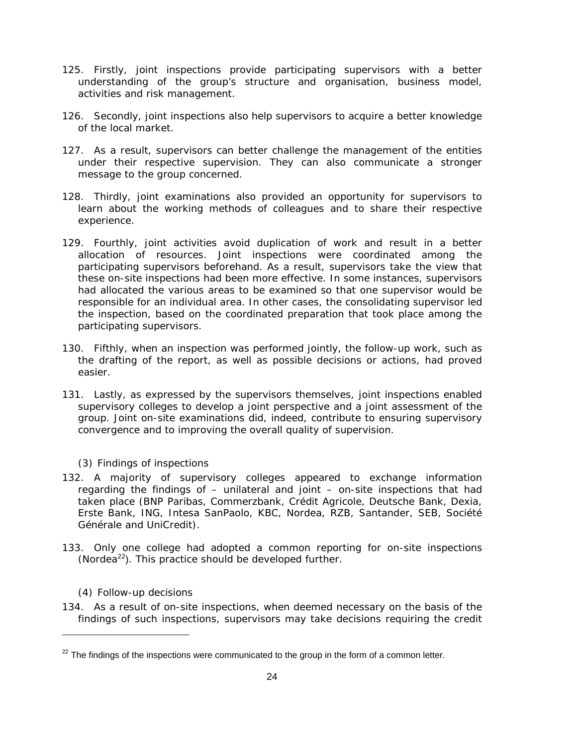125. Firstly, joint inspections provide participating supervisors with a better understanding of the group's structure and organisation, business model, activities and risk management.

126. Secondly, joint inspections also help supervisors to acquire a better knowledge of the local market.

127. As a result, supervisors can better challenge the management of the entities under their respective supervision. They can also communicate a stronger message to the group concerned.

128. Thirdly, joint examinations also provided an opportunity for supervisors to learn about the working methods of colleagues and to share their respective experience.

129. Fourthly, joint activities avoid duplication of work and result in a better allocation of resources. Joint inspections were coordinated among the participating supervisors beforehand. As a result, supervisors take the view that these on-site inspections had been more effective. In some instances, supervisors had allocated the various areas to be examined so that one supervisor would be responsible for an individual area. In other cases, the consolidating supervisor led the inspection, based on the coordinated preparation that took place among the participating supervisors.

130. Fifthly, when an inspection was performed jointly, the follow-up work, such as the drafting of the report, as well as possible decisions or actions, had proved easier.

131. Lastly, as expressed by the supervisors themselves, joint inspections enabled supervisory colleges to develop a joint perspective and a joint assessment of the group. Joint on-site examinations did, indeed, contribute to ensuring supervisory convergence and to improving the overall quality of supervision.

(3) Findings of inspections

132. A majority of supervisory colleges appeared to exchange information regarding the findings of – unilateral and joint – on-site inspections that had taken place (BNP Paribas, Commerzbank, Crédit Agricole, Deutsche Bank, Dexia, Erste Bank, ING, Intesa SanPaolo, KBC, Nordea, RZB, Santander, SEB, Société Générale and UniCredit).

133. Only one college had adopted a common reporting for on-site inspections (Nordea[22]). This practice should be developed further.

(4) Follow-up decisions

134. As a result of on-site inspections, when deemed necessary on the basis of the findings of such inspections, supervisors may take decisions requiring the credit

[22] The findings of the inspections were communicated to the group in the form of a common letter.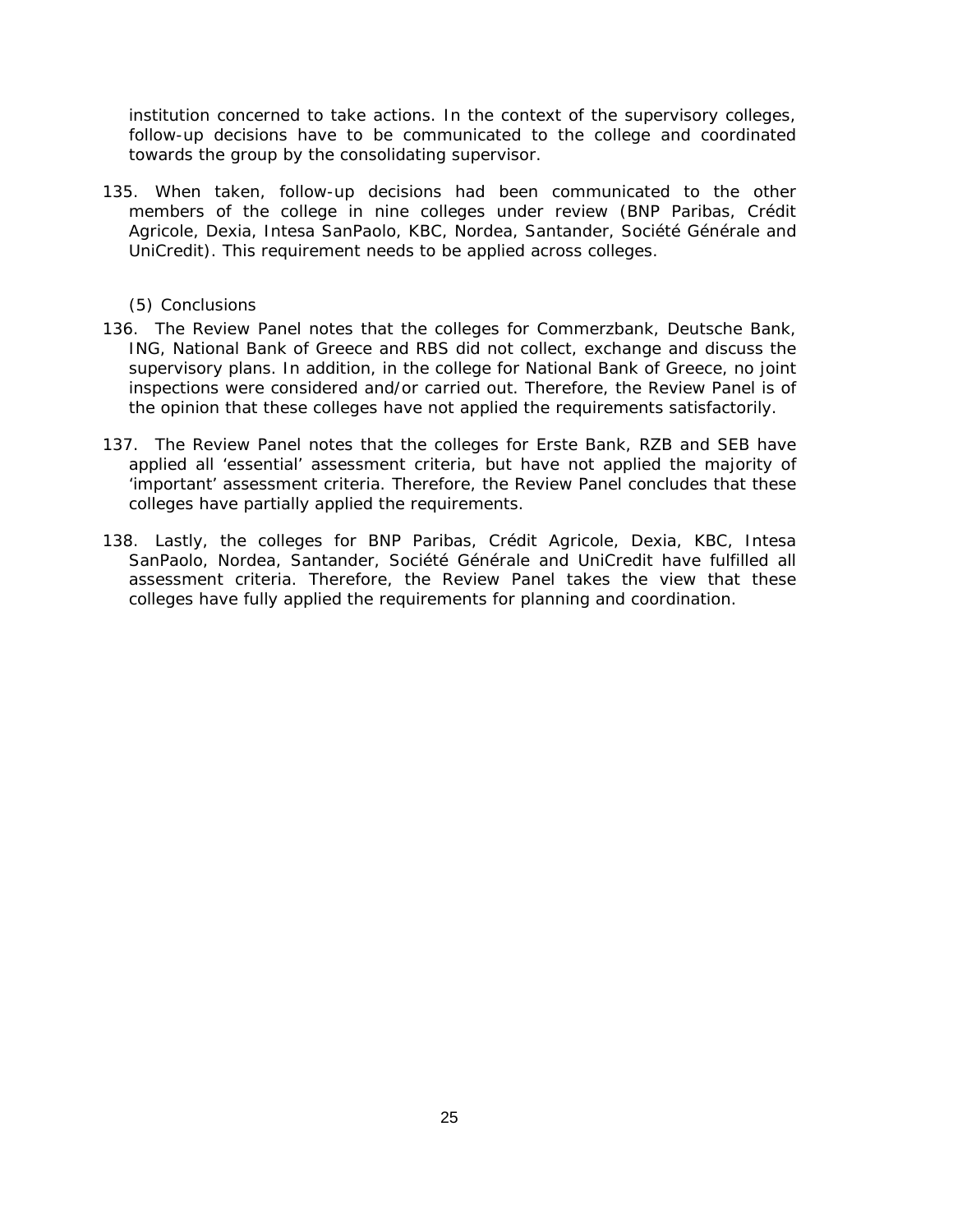institution concerned to take actions. In the context of the supervisory colleges, follow-up decisions have to be communicated to the college and coordinated towards the group by the consolidating supervisor.

135. When taken, follow-up decisions had been communicated to the other members of the college in nine colleges under review (BNP Paribas, Crédit Agricole, Dexia, Intesa SanPaolo, KBC, Nordea, Santander, Société Générale and UniCredit). This requirement needs to be applied across colleges.

(5) Conclusions

136. The Review Panel notes that the colleges for Commerzbank, Deutsche Bank, ING, National Bank of Greece and RBS did not collect, exchange and discuss the supervisory plans. In addition, in the college for National Bank of Greece, no joint inspections were considered and/or carried out. Therefore, the Review Panel is of the opinion that these colleges have not applied the requirements satisfactorily.

137. The Review Panel notes that the colleges for Erste Bank, RZB and SEB have applied all 'essential' assessment criteria, but have not applied the majority of 'important' assessment criteria. Therefore, the Review Panel concludes that these colleges have partially applied the requirements.

138. Lastly, the colleges for BNP Paribas, Crédit Agricole, Dexia, KBC, Intesa SanPaolo, Nordea, Santander, Société Générale and UniCredit have fulfilled all assessment criteria. Therefore, the Review Panel takes the view that these colleges have fully applied the requirements for planning and coordination.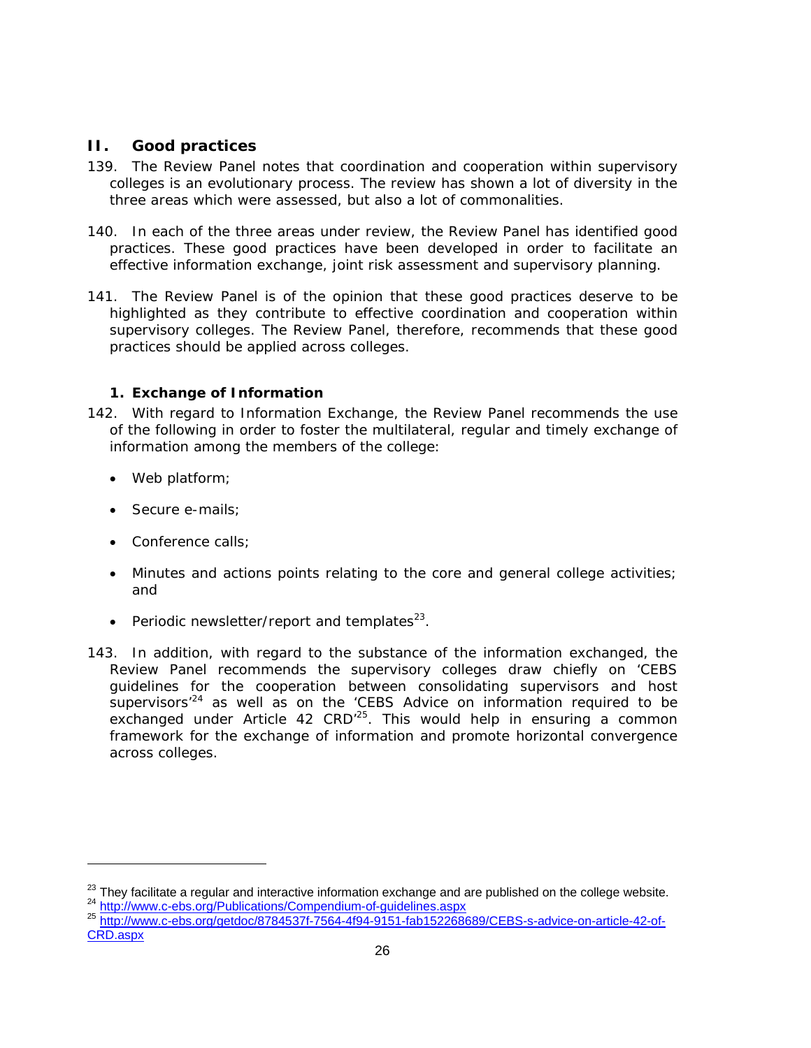## II. Good practices

139. The Review Panel notes that coordination and cooperation within supervisory colleges is an evolutionary process. The review has shown a lot of diversity in the three areas which were assessed, but also a lot of commonalities.

140. In each of the three areas under review, the Review Panel has identified good practices. These good practices have been developed in order to facilitate an effective information exchange, joint risk assessment and supervisory planning.

141. The Review Panel is of the opinion that these good practices deserve to be highlighted as they contribute to effective coordination and cooperation within supervisory colleges. The Review Panel, therefore, recommends that these good practices should be applied across colleges.

### 1. Exchange of Information

142. With regard to Information Exchange, the Review Panel recommends the use of the following in order to foster the multilateral, regular and timely exchange of information among the members of the college:

- Web platform;
- Secure e-mails;
- Conference calls;
- Minutes and actions points relating to the core and general college activities; and
- Periodic newsletter/report and templates[23].

143. In addition, with regard to the substance of the information exchanged, the Review Panel recommends the supervisory colleges draw chiefly on 'CEBS guidelines for the cooperation between consolidating supervisors and host supervisors'[24] as well as on the 'CEBS Advice on information required to be exchanged under Article 42 CRD'[25]. This would help in ensuring a common framework for the exchange of information and promote horizontal convergence across colleges.

---

[23] They facilitate a regular and interactive information exchange and are published on the college website.

[24] http://www.c-ebs.org/Publications/Compendium-of-guidelines.aspx

[25] http://www.c-ebs.org/getdoc/8784537f-7564-4f94-9151-fab152268689/CEBS-s-advice-on-article-42-of-CRD.aspx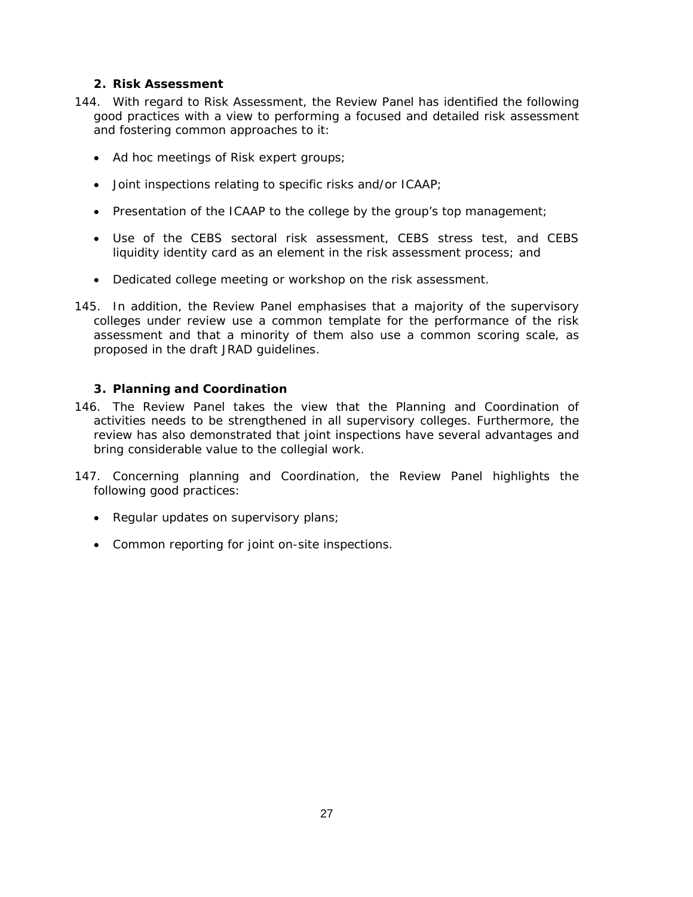### 2. Risk Assessment

144. With regard to Risk Assessment, the Review Panel has identified the following good practices with a view to performing a focused and detailed risk assessment and fostering common approaches to it:

- Ad hoc meetings of Risk expert groups;
- Joint inspections relating to specific risks and/or ICAAP;
- Presentation of the ICAAP to the college by the group's top management;
- Use of the CEBS sectoral risk assessment, CEBS stress test, and CEBS liquidity identity card as an element in the risk assessment process; and
- Dedicated college meeting or workshop on the risk assessment.

145. In addition, the Review Panel emphasises that a majority of the supervisory colleges under review use a common template for the performance of the risk assessment and that a minority of them also use a common scoring scale, as proposed in the draft JRAD guidelines.

### 3. Planning and Coordination

146. The Review Panel takes the view that the Planning and Coordination of activities needs to be strengthened in all supervisory colleges. Furthermore, the review has also demonstrated that joint inspections have several advantages and bring considerable value to the collegial work.

147. Concerning planning and Coordination, the Review Panel highlights the following good practices:

- Regular updates on supervisory plans;
- Common reporting for joint on-site inspections.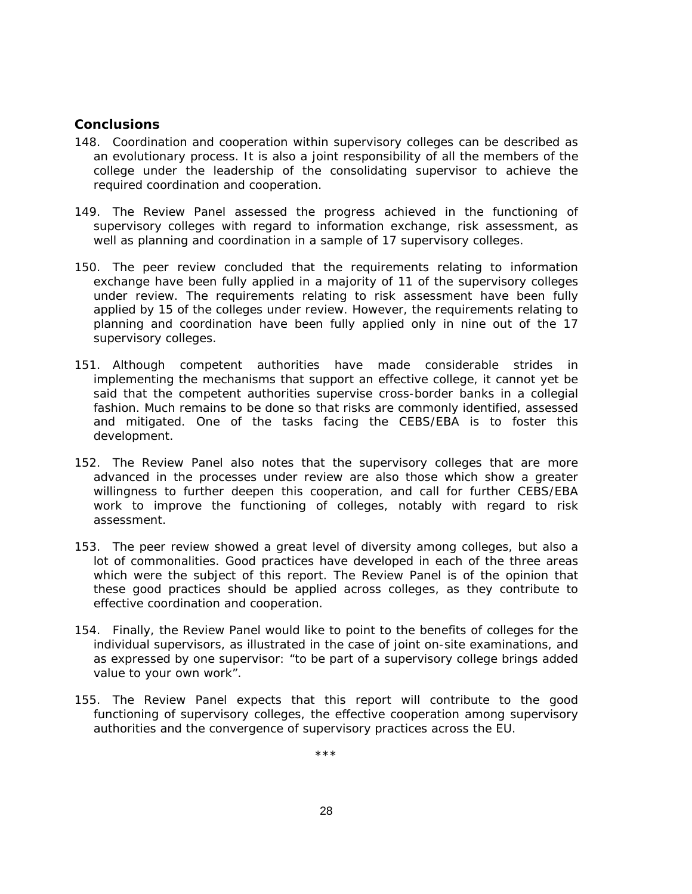## Conclusions

148. Coordination and cooperation within supervisory colleges can be described as an evolutionary process. It is also a joint responsibility of all the members of the college under the leadership of the consolidating supervisor to achieve the required coordination and cooperation.

149. The Review Panel assessed the progress achieved in the functioning of supervisory colleges with regard to information exchange, risk assessment, as well as planning and coordination in a sample of 17 supervisory colleges.

150. The peer review concluded that the requirements relating to information exchange have been fully applied in a majority of 11 of the supervisory colleges under review. The requirements relating to risk assessment have been fully applied by 15 of the colleges under review. However, the requirements relating to planning and coordination have been fully applied only in nine out of the 17 supervisory colleges.

151. Although competent authorities have made considerable strides in implementing the mechanisms that support an effective college, it cannot yet be said that the competent authorities supervise cross-border banks in a collegial fashion. Much remains to be done so that risks are commonly identified, assessed and mitigated. One of the tasks facing the CEBS/EBA is to foster this development.

152. The Review Panel also notes that the supervisory colleges that are more advanced in the processes under review are also those which show a greater willingness to further deepen this cooperation, and call for further CEBS/EBA work to improve the functioning of colleges, notably with regard to risk assessment.

153. The peer review showed a great level of diversity among colleges, but also a lot of commonalities. Good practices have developed in each of the three areas which were the subject of this report. The Review Panel is of the opinion that these good practices should be applied across colleges, as they contribute to effective coordination and cooperation.

154. Finally, the Review Panel would like to point to the benefits of colleges for the individual supervisors, as illustrated in the case of joint on-site examinations, and as expressed by one supervisor: "to be part of a supervisory college brings added value to your own work".

155. The Review Panel expects that this report will contribute to the good functioning of supervisory colleges, the effective cooperation among supervisory authorities and the convergence of supervisory practices across the EU.

***